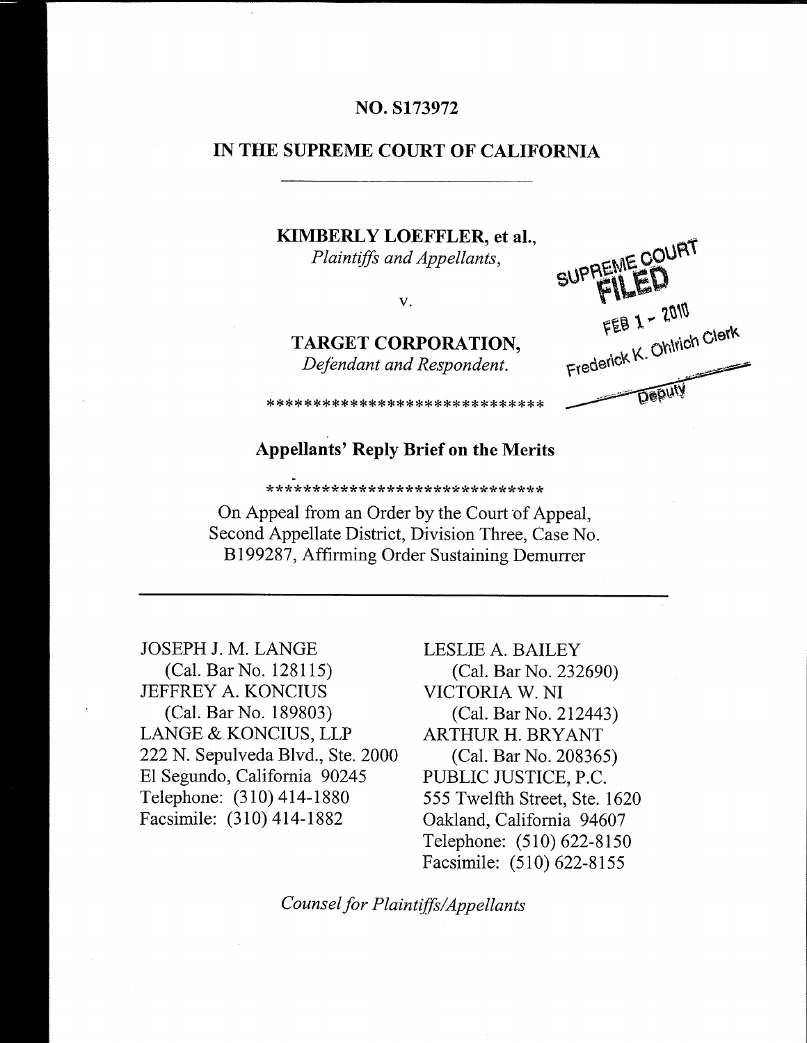**NO. S173972**

**IN THE SUPREME COURT OF CALIFORNIA**

---

**KIMBERLY LOEFFLER, et al.,**
*Plaintiffs and Appellants,*

v.

**TARGET CORPORATION,**
*Defendant and Respondent.*

SUPREME COURT
FILED
FEB 1 - 2010
Frederick K. Ohlrich Clerk
Deputy

*****************************

**Appellants' Reply Brief on the Merits**

*****************************

On Appeal from an Order by the Court of Appeal, Second Appellate District, Division Three, Case No. B199287, Affirming Order Sustaining Demurrer

---

JOSEPH J. M. LANGE
(Cal. Bar No. 128115)
JEFFREY A. KONCIUS
(Cal. Bar No. 189803)
LANGE & KONCIUS, LLP
222 N. Sepulveda Blvd., Ste. 2000
El Segundo, California 90245
Telephone: (310) 414-1880
Facsimile: (310) 414-1882

LESLIE A. BAILEY
(Cal. Bar No. 232690)
VICTORIA W. NI
(Cal. Bar No. 212443)
ARTHUR H. BRYANT
(Cal. Bar No. 208365)
PUBLIC JUSTICE, P.C.
555 Twelfth Street, Ste. 1620
Oakland, California 94607
Telephone: (510) 622-8150
Facsimile: (510) 622-8155

*Counsel for Plaintiffs/Appellants*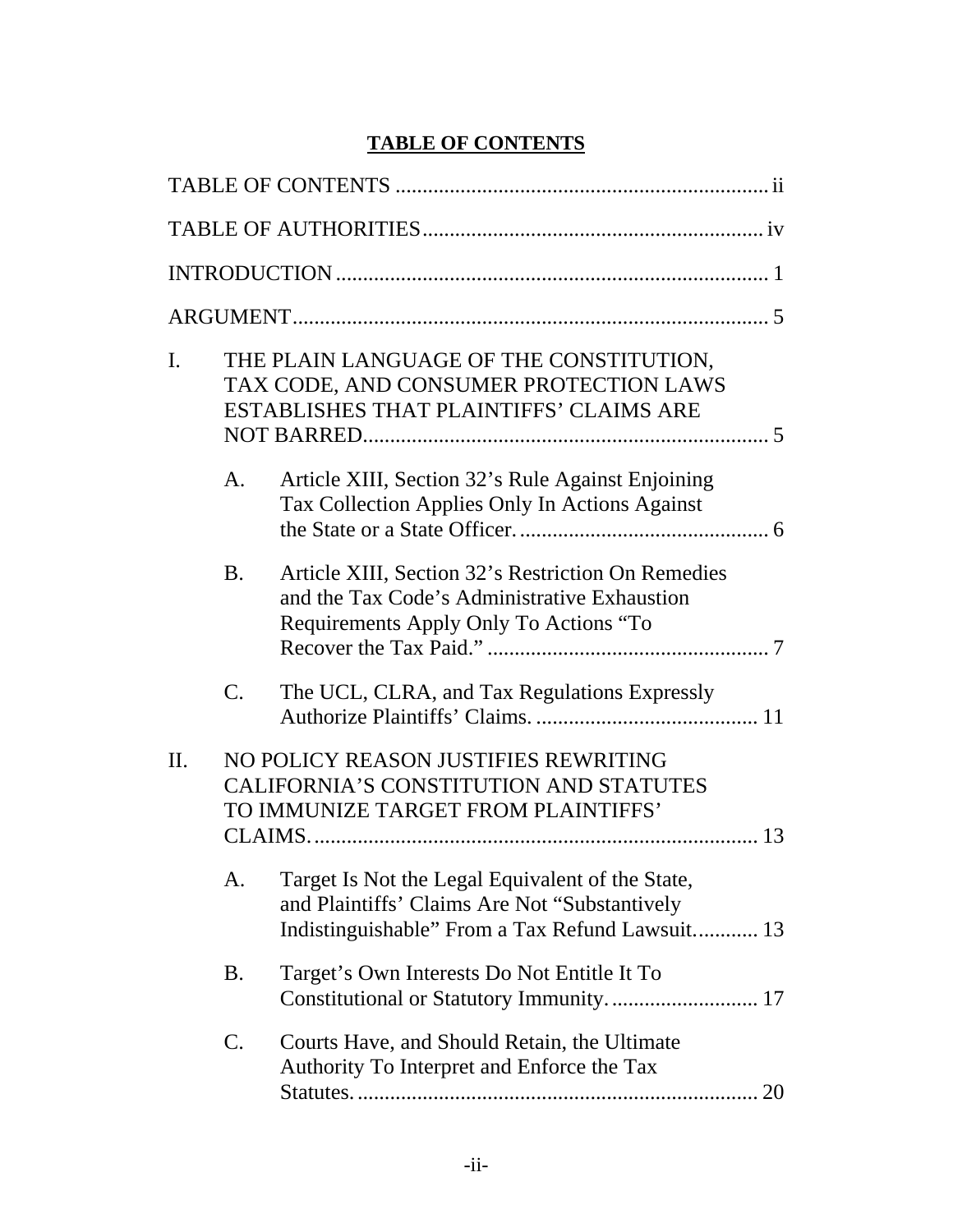# TABLE OF CONTENTS

TABLE OF CONTENTS .................................................................... ii

TABLE OF AUTHORITIES.............................................................. iv

INTRODUCTION ............................................................................... 1

ARGUMENT....................................................................................... 5

I. THE PLAIN LANGUAGE OF THE CONSTITUTION, TAX CODE, AND CONSUMER PROTECTION LAWS ESTABLISHES THAT PLAINTIFFS' CLAIMS ARE NOT BARRED.......................................................................... 5

   A. Article XIII, Section 32's Rule Against Enjoining Tax Collection Applies Only In Actions Against the State or a State Officer.............................................. 6

   B. Article XIII, Section 32's Restriction On Remedies and the Tax Code's Administrative Exhaustion Requirements Apply Only To Actions "To Recover the Tax Paid." ................................................... 7

   C. The UCL, CLRA, and Tax Regulations Expressly Authorize Plaintiffs' Claims. ......................................... 11

II. NO POLICY REASON JUSTIFIES REWRITING CALIFORNIA'S CONSTITUTION AND STATUTES TO IMMUNIZE TARGET FROM PLAINTIFFS' CLAIMS................................................................................. 13

   A. Target Is Not the Legal Equivalent of the State, and Plaintiffs' Claims Are Not "Substantively Indistinguishable" From a Tax Refund Lawsuit........... 13

   B. Target's Own Interests Do Not Entitle It To Constitutional or Statutory Immunity........................... 17

   C. Courts Have, and Should Retain, the Ultimate Authority To Interpret and Enforce the Tax Statutes.......................................................................... 20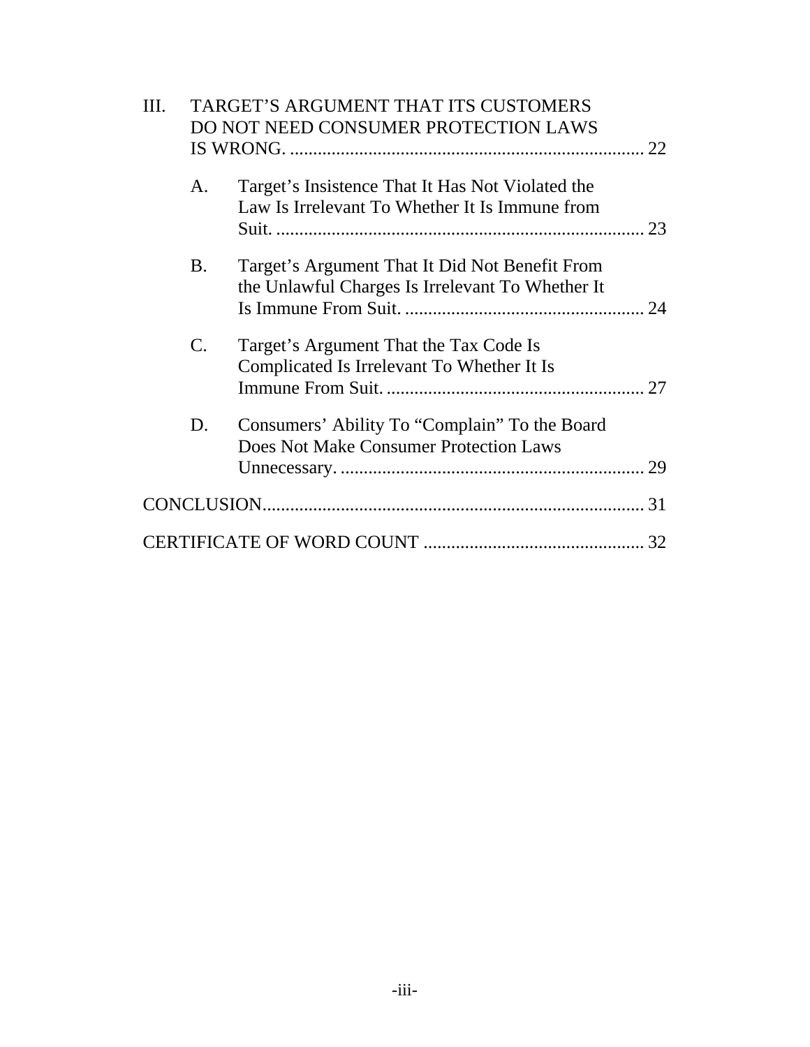III. TARGET'S ARGUMENT THAT ITS CUSTOMERS DO NOT NEED CONSUMER PROTECTION LAWS IS WRONG. .... 22

  A. Target's Insistence That It Has Not Violated the Law Is Irrelevant To Whether It Is Immune from Suit. .... 23

  B. Target's Argument That It Did Not Benefit From the Unlawful Charges Is Irrelevant To Whether It Is Immune From Suit. .... 24

  C. Target's Argument That the Tax Code Is Complicated Is Irrelevant To Whether It Is Immune From Suit. .... 27

  D. Consumers' Ability To "Complain" To the Board Does Not Make Consumer Protection Laws Unnecessary. .... 29

CONCLUSION .... 31

CERTIFICATE OF WORD COUNT .... 32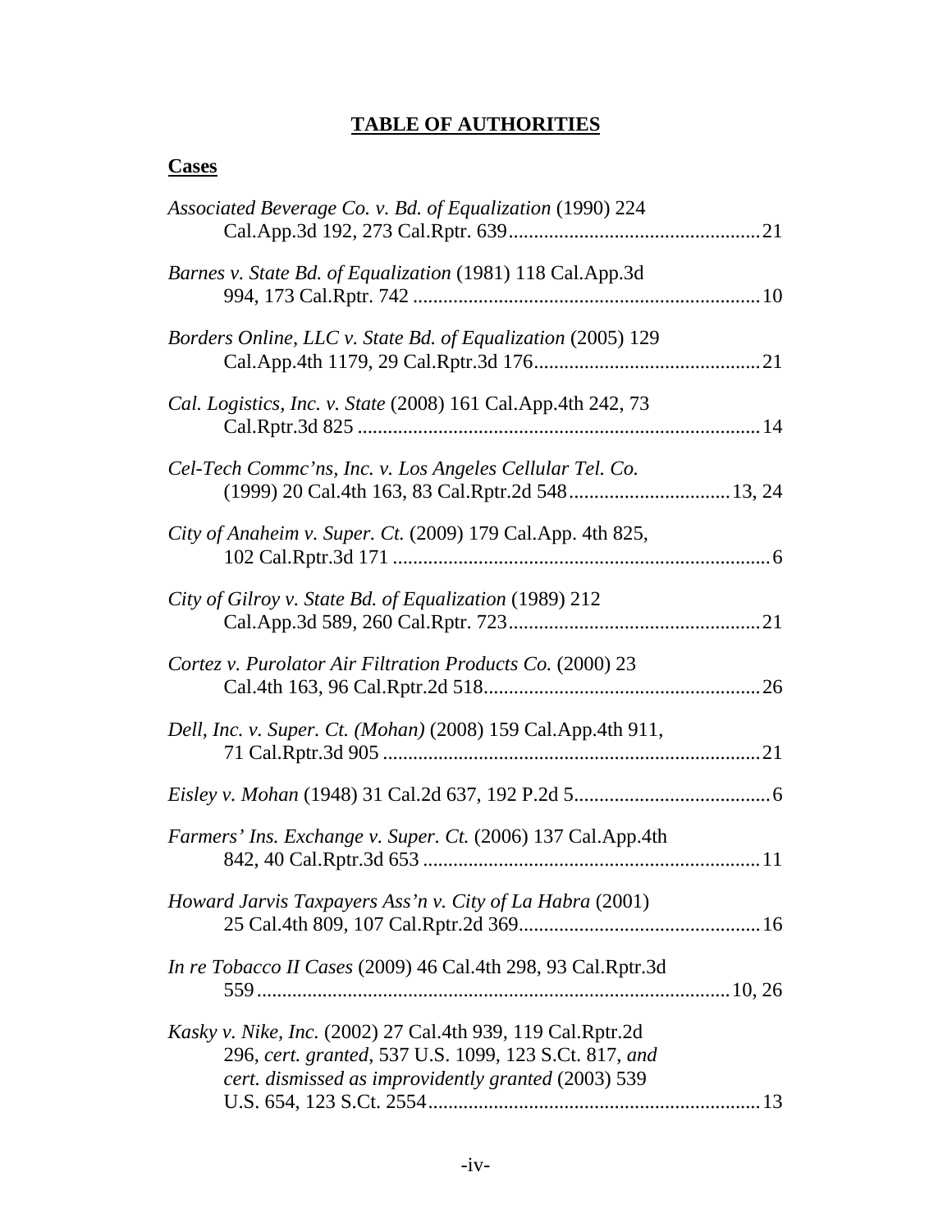# TABLE OF AUTHORITIES

## Cases

*Associated Beverage Co. v. Bd. of Equalization* (1990) 224 Cal.App.3d 192, 273 Cal.Rptr. 639 .......... 21

*Barnes v. State Bd. of Equalization* (1981) 118 Cal.App.3d 994, 173 Cal.Rptr. 742 .......... 10

*Borders Online, LLC v. State Bd. of Equalization* (2005) 129 Cal.App.4th 1179, 29 Cal.Rptr.3d 176 .......... 21

*Cal. Logistics, Inc. v. State* (2008) 161 Cal.App.4th 242, 73 Cal.Rptr.3d 825 .......... 14

*Cel-Tech Commc'ns, Inc. v. Los Angeles Cellular Tel. Co.* (1999) 20 Cal.4th 163, 83 Cal.Rptr.2d 548 .......... 13, 24

*City of Anaheim v. Super. Ct.* (2009) 179 Cal.App. 4th 825, 102 Cal.Rptr.3d 171 .......... 6

*City of Gilroy v. State Bd. of Equalization* (1989) 212 Cal.App.3d 589, 260 Cal.Rptr. 723 .......... 21

*Cortez v. Purolator Air Filtration Products Co.* (2000) 23 Cal.4th 163, 96 Cal.Rptr.2d 518 .......... 26

*Dell, Inc. v. Super. Ct. (Mohan)* (2008) 159 Cal.App.4th 911, 71 Cal.Rptr.3d 905 .......... 21

*Eisley v. Mohan* (1948) 31 Cal.2d 637, 192 P.2d 5 .......... 6

*Farmers' Ins. Exchange v. Super. Ct.* (2006) 137 Cal.App.4th 842, 40 Cal.Rptr.3d 653 .......... 11

*Howard Jarvis Taxpayers Ass'n v. City of La Habra* (2001) 25 Cal.4th 809, 107 Cal.Rptr.2d 369 .......... 16

*In re Tobacco II Cases* (2009) 46 Cal.4th 298, 93 Cal.Rptr.3d 559 .......... 10, 26

*Kasky v. Nike, Inc.* (2002) 27 Cal.4th 939, 119 Cal.Rptr.2d 296, *cert. granted*, 537 U.S. 1099, 123 S.Ct. 817, *and cert. dismissed as improvidently granted* (2003) 539 U.S. 654, 123 S.Ct. 2554 .......... 13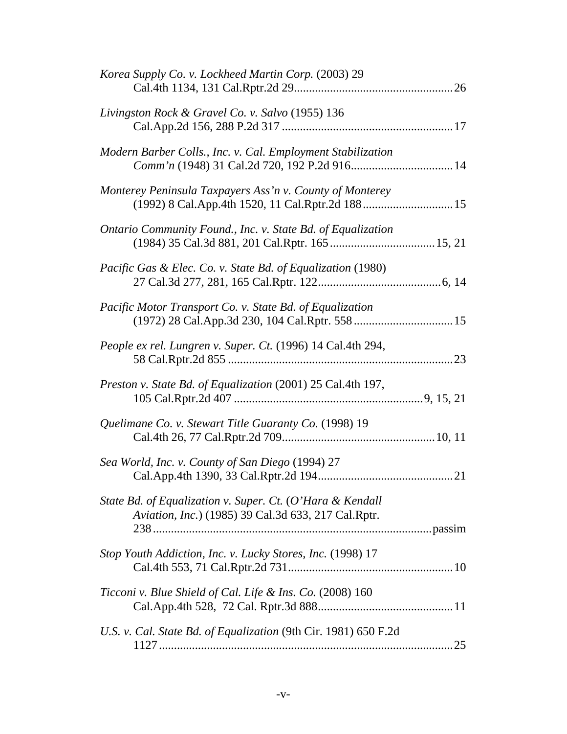*Korea Supply Co. v. Lockheed Martin Corp.* (2003) 29 Cal.4th 1134, 131 Cal.Rptr.2d 29 ..................................................... 26

*Livingston Rock & Gravel Co. v. Salvo* (1955) 136 Cal.App.2d 156, 288 P.2d 317 ......................................................... 17

*Modern Barber Colls., Inc. v. Cal. Employment Stabilization Comm'n* (1948) 31 Cal.2d 720, 192 P.2d 916 .................................. 14

*Monterey Peninsula Taxpayers Ass'n v. County of Monterey* (1992) 8 Cal.App.4th 1520, 11 Cal.Rptr.2d 188 .............................. 15

*Ontario Community Found., Inc. v. State Bd. of Equalization* (1984) 35 Cal.3d 881, 201 Cal.Rptr. 165 ................................... 15, 21

*Pacific Gas & Elec. Co. v. State Bd. of Equalization* (1980) 27 Cal.3d 277, 281, 165 Cal.Rptr. 122 ......................................... 6, 14

*Pacific Motor Transport Co. v. State Bd. of Equalization* (1972) 28 Cal.App.3d 230, 104 Cal.Rptr. 558 ................................. 15

*People ex rel. Lungren v. Super. Ct.* (1996) 14 Cal.4th 294, 58 Cal.Rptr.2d 855 ........................................................................... 23

*Preston v. State Bd. of Equalization* (2001) 25 Cal.4th 197, 105 Cal.Rptr.2d 407 ............................................................... 9, 15, 21

*Quelimane Co. v. Stewart Title Guaranty Co.* (1998) 19 Cal.4th 26, 77 Cal.Rptr.2d 709 ................................................... 10, 11

*Sea World, Inc. v. County of San Diego* (1994) 27 Cal.App.4th 1390, 33 Cal.Rptr.2d 194 ............................................. 21

*State Bd. of Equalization v. Super. Ct.* (*O'Hara & Kendall Aviation, Inc.*) (1985) 39 Cal.3d 633, 217 Cal.Rptr. 238 ............................................................................................ passim

*Stop Youth Addiction, Inc. v. Lucky Stores, Inc.* (1998) 17 Cal.4th 553, 71 Cal.Rptr.2d 731 ....................................................... 10

*Ticconi v. Blue Shield of Cal. Life & Ins. Co.* (2008) 160 Cal.App.4th 528, 72 Cal. Rptr.3d 888 ............................................. 11

*U.S. v. Cal. State Bd. of Equalization* (9th Cir. 1981) 650 F.2d 1127 .................................................................................................. 25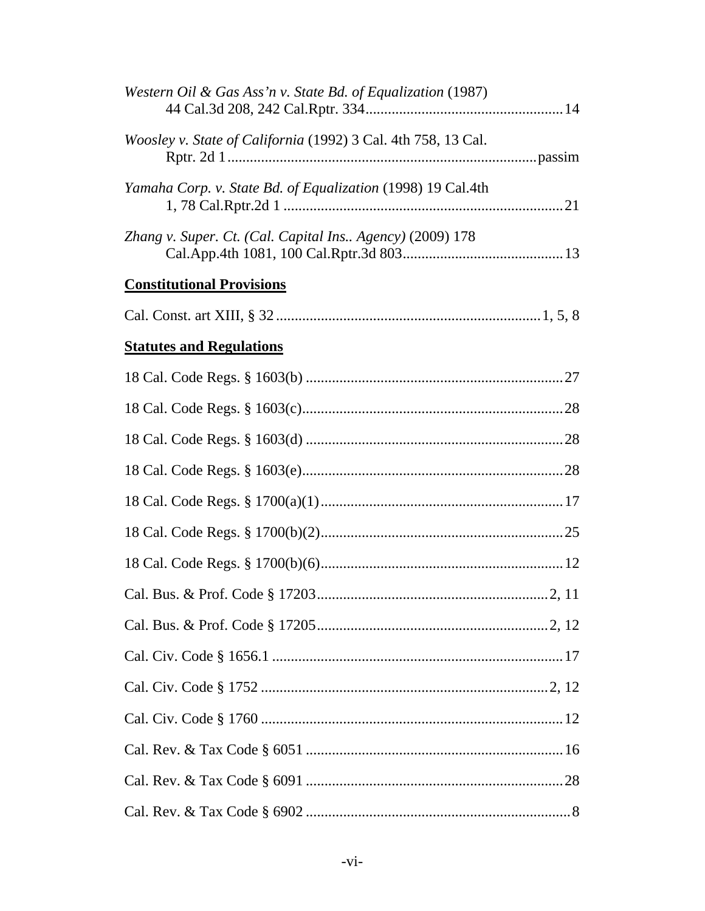*Western Oil & Gas Ass'n v. State Bd. of Equalization* (1987) 44 Cal.3d 208, 242 Cal.Rptr. 334....................................................14

*Woosley v. State of California* (1992) 3 Cal. 4th 758, 13 Cal. Rptr. 2d 1..................................................................................passim

*Yamaha Corp. v. State Bd. of Equalization* (1998) 19 Cal.4th 1, 78 Cal.Rptr.2d 1 ..........................................................................21

*Zhang v. Super. Ct. (Cal. Capital Ins.. Agency)* (2009) 178 Cal.App.4th 1081, 100 Cal.Rptr.3d 803..........................................13

**Constitutional Provisions**

Cal. Const. art XIII, § 32......................................................................1, 5, 8

**Statutes and Regulations**

18 Cal. Code Regs. § 1603(b) ....................................................................27

18 Cal. Code Regs. § 1603(c).....................................................................28

18 Cal. Code Regs. § 1603(d) ....................................................................28

18 Cal. Code Regs. § 1603(e).....................................................................28

18 Cal. Code Regs. § 1700(a)(1)................................................................17

18 Cal. Code Regs. § 1700(b)(2)................................................................25

18 Cal. Code Regs. § 1700(b)(6)................................................................12

Cal. Bus. & Prof. Code § 17203.............................................................2, 11

Cal. Bus. & Prof. Code § 17205.............................................................2, 12

Cal. Civ. Code § 1656.1 .............................................................................17

Cal. Civ. Code § 1752 ............................................................................2, 12

Cal. Civ. Code § 1760 .................................................................................12

Cal. Rev. & Tax Code § 6051 ....................................................................16

Cal. Rev. & Tax Code § 6091 ....................................................................28

Cal. Rev. & Tax Code § 6902 ......................................................................8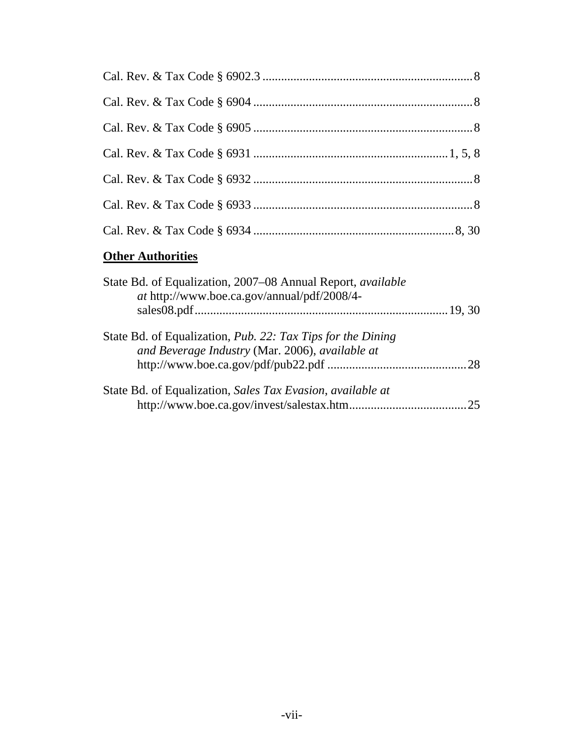Cal. Rev. & Tax Code § 6902.3 .................................................................... 8

Cal. Rev. & Tax Code § 6904 ....................................................................... 8

Cal. Rev. & Tax Code § 6905 ....................................................................... 8

Cal. Rev. & Tax Code § 6931 ............................................................... 1, 5, 8

Cal. Rev. & Tax Code § 6932 ....................................................................... 8

Cal. Rev. & Tax Code § 6933 ....................................................................... 8

Cal. Rev. & Tax Code § 6934 ................................................................. 8, 30

**Other Authorities**

State Bd. of Equalization, 2007–08 Annual Report, *available at* http://www.boe.ca.gov/annual/pdf/2008/4-sales08.pdf ................................................................................ 19, 30

State Bd. of Equalization, *Pub. 22: Tax Tips for the Dining and Beverage Industry* (Mar. 2006), *available at* http://www.boe.ca.gov/pdf/pub22.pdf ............................................. 28

State Bd. of Equalization, *Sales Tax Evasion*, *available at* http://www.boe.ca.gov/invest/salestax.htm...................................... 25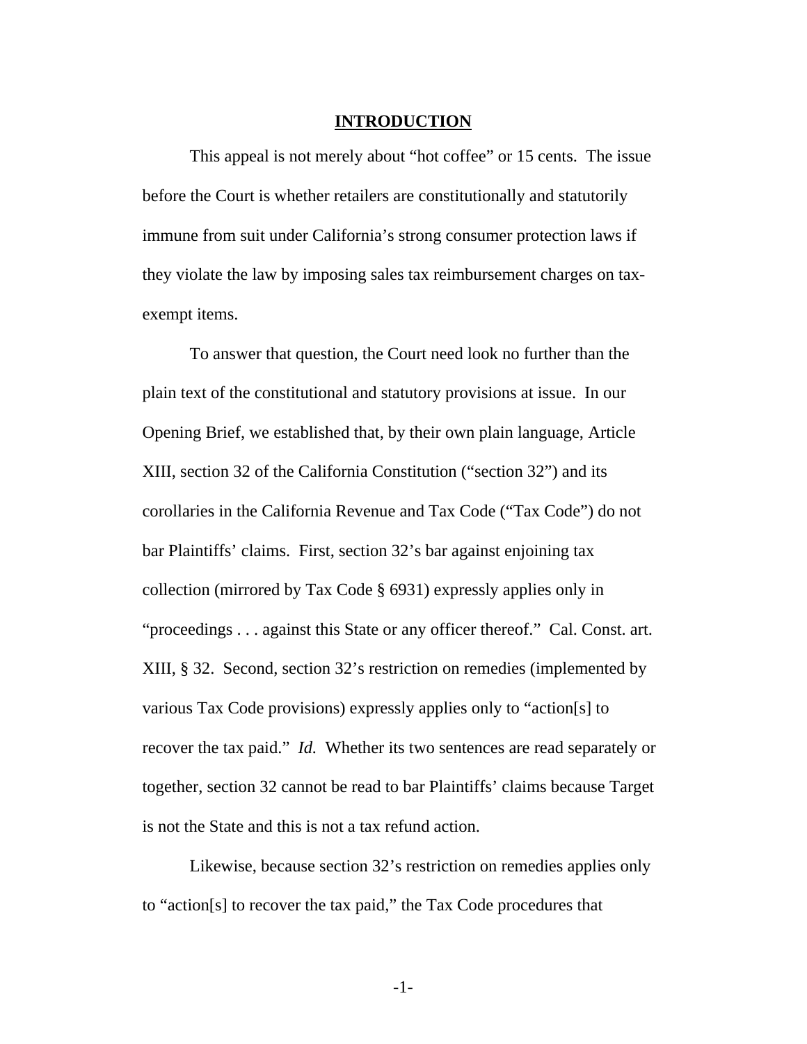# INTRODUCTION

This appeal is not merely about "hot coffee" or 15 cents. The issue before the Court is whether retailers are constitutionally and statutorily immune from suit under California's strong consumer protection laws if they violate the law by imposing sales tax reimbursement charges on tax-exempt items.

To answer that question, the Court need look no further than the plain text of the constitutional and statutory provisions at issue. In our Opening Brief, we established that, by their own plain language, Article XIII, section 32 of the California Constitution ("section 32") and its corollaries in the California Revenue and Tax Code ("Tax Code") do not bar Plaintiffs' claims. First, section 32's bar against enjoining tax collection (mirrored by Tax Code § 6931) expressly applies only in "proceedings . . . against this State or any officer thereof." Cal. Const. art. XIII, § 32. Second, section 32's restriction on remedies (implemented by various Tax Code provisions) expressly applies only to "action[s] to recover the tax paid." *Id.* Whether its two sentences are read separately or together, section 32 cannot be read to bar Plaintiffs' claims because Target is not the State and this is not a tax refund action.

Likewise, because section 32's restriction on remedies applies only to "action[s] to recover the tax paid," the Tax Code procedures that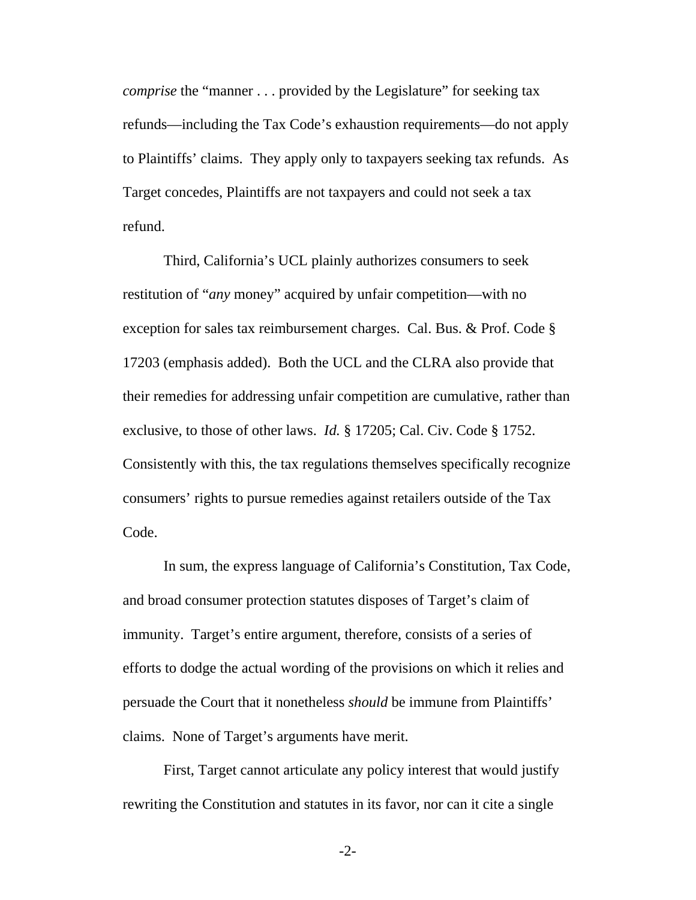*comprise* the "manner . . . provided by the Legislature" for seeking tax refunds—including the Tax Code's exhaustion requirements—do not apply to Plaintiffs' claims. They apply only to taxpayers seeking tax refunds. As Target concedes, Plaintiffs are not taxpayers and could not seek a tax refund.

Third, California's UCL plainly authorizes consumers to seek restitution of "*any* money" acquired by unfair competition—with no exception for sales tax reimbursement charges. Cal. Bus. & Prof. Code § 17203 (emphasis added). Both the UCL and the CLRA also provide that their remedies for addressing unfair competition are cumulative, rather than exclusive, to those of other laws. *Id.* § 17205; Cal. Civ. Code § 1752. Consistently with this, the tax regulations themselves specifically recognize consumers' rights to pursue remedies against retailers outside of the Tax Code.

In sum, the express language of California's Constitution, Tax Code, and broad consumer protection statutes disposes of Target's claim of immunity. Target's entire argument, therefore, consists of a series of efforts to dodge the actual wording of the provisions on which it relies and persuade the Court that it nonetheless *should* be immune from Plaintiffs' claims. None of Target's arguments have merit.

First, Target cannot articulate any policy interest that would justify rewriting the Constitution and statutes in its favor, nor can it cite a single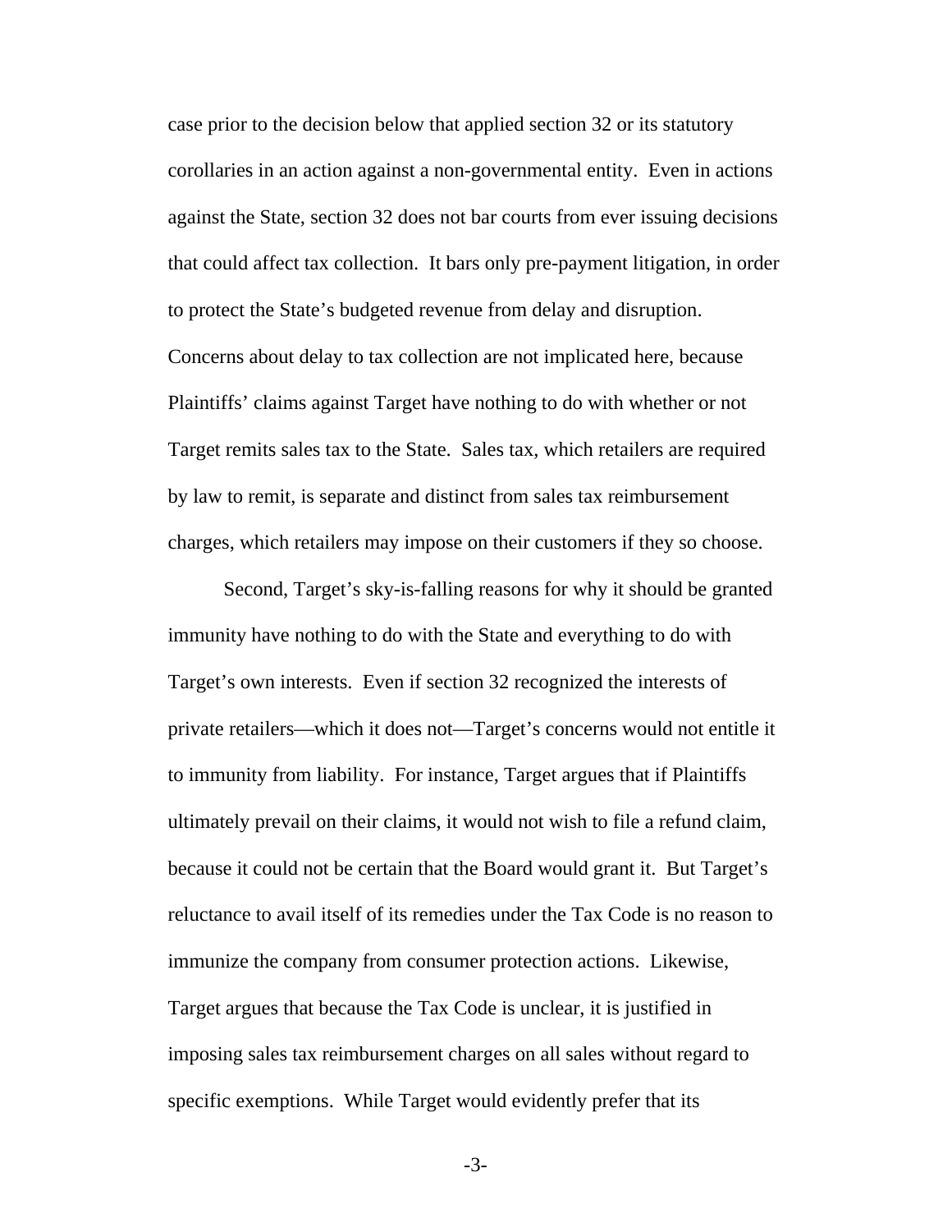case prior to the decision below that applied section 32 or its statutory corollaries in an action against a non-governmental entity. Even in actions against the State, section 32 does not bar courts from ever issuing decisions that could affect tax collection. It bars only pre-payment litigation, in order to protect the State's budgeted revenue from delay and disruption. Concerns about delay to tax collection are not implicated here, because Plaintiffs' claims against Target have nothing to do with whether or not Target remits sales tax to the State. Sales tax, which retailers are required by law to remit, is separate and distinct from sales tax reimbursement charges, which retailers may impose on their customers if they so choose.

Second, Target's sky-is-falling reasons for why it should be granted immunity have nothing to do with the State and everything to do with Target's own interests. Even if section 32 recognized the interests of private retailers—which it does not—Target's concerns would not entitle it to immunity from liability. For instance, Target argues that if Plaintiffs ultimately prevail on their claims, it would not wish to file a refund claim, because it could not be certain that the Board would grant it. But Target's reluctance to avail itself of its remedies under the Tax Code is no reason to immunize the company from consumer protection actions. Likewise, Target argues that because the Tax Code is unclear, it is justified in imposing sales tax reimbursement charges on all sales without regard to specific exemptions. While Target would evidently prefer that its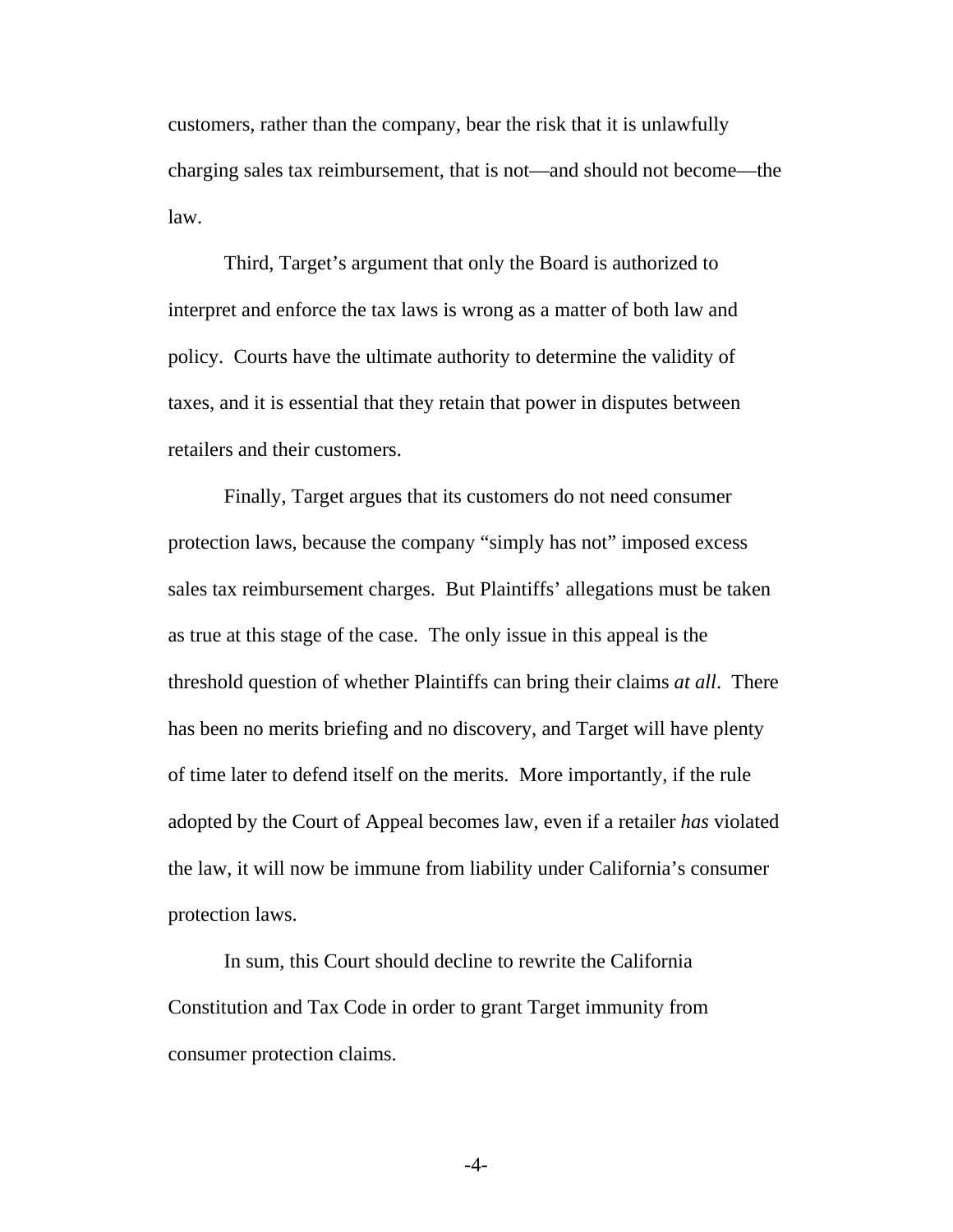customers, rather than the company, bear the risk that it is unlawfully charging sales tax reimbursement, that is not—and should not become—the law.

Third, Target's argument that only the Board is authorized to interpret and enforce the tax laws is wrong as a matter of both law and policy. Courts have the ultimate authority to determine the validity of taxes, and it is essential that they retain that power in disputes between retailers and their customers.

Finally, Target argues that its customers do not need consumer protection laws, because the company "simply has not" imposed excess sales tax reimbursement charges. But Plaintiffs' allegations must be taken as true at this stage of the case. The only issue in this appeal is the threshold question of whether Plaintiffs can bring their claims *at all*. There has been no merits briefing and no discovery, and Target will have plenty of time later to defend itself on the merits. More importantly, if the rule adopted by the Court of Appeal becomes law, even if a retailer *has* violated the law, it will now be immune from liability under California's consumer protection laws.

In sum, this Court should decline to rewrite the California Constitution and Tax Code in order to grant Target immunity from consumer protection claims.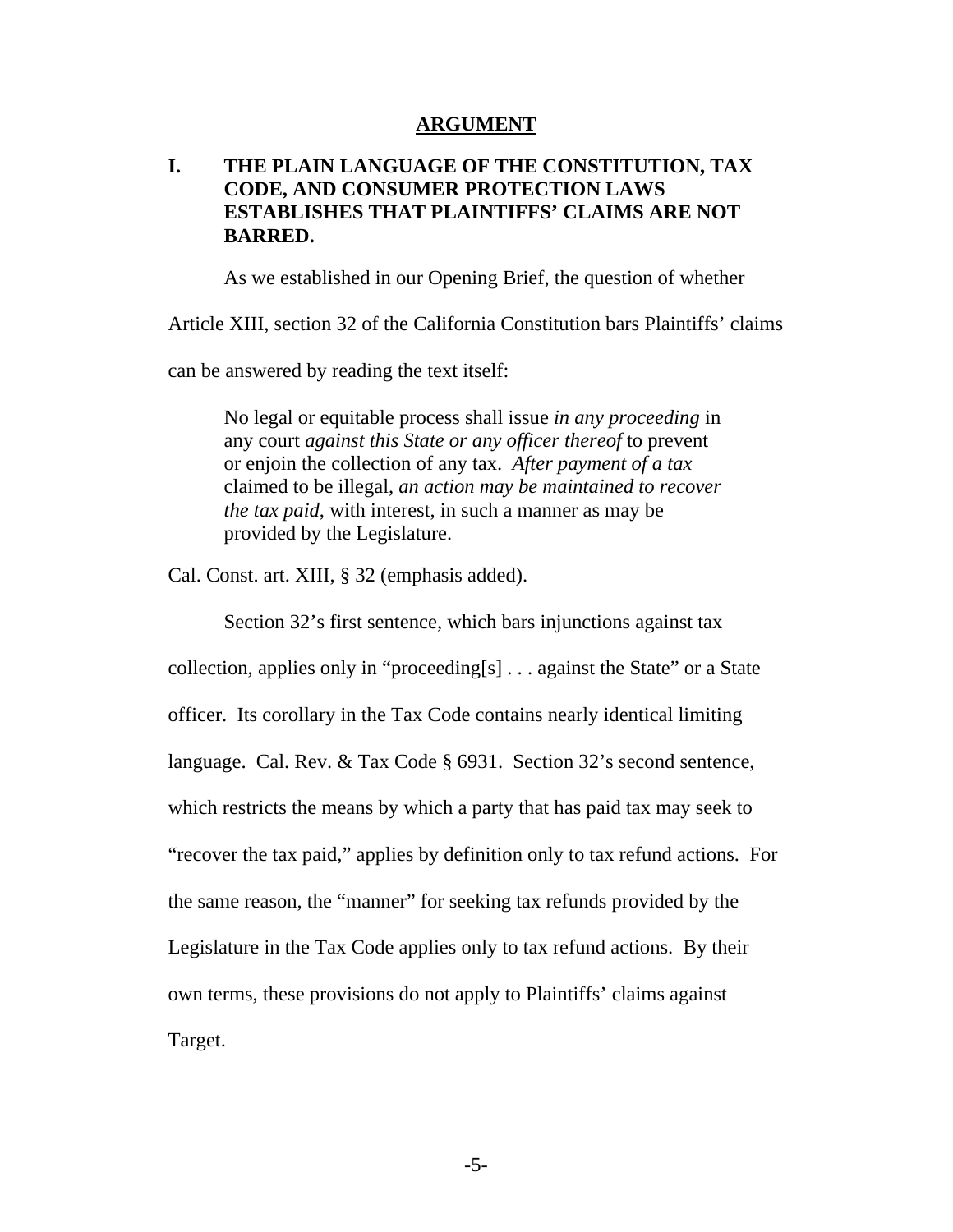## ARGUMENT

### I. THE PLAIN LANGUAGE OF THE CONSTITUTION, TAX CODE, AND CONSUMER PROTECTION LAWS ESTABLISHES THAT PLAINTIFFS' CLAIMS ARE NOT BARRED.

As we established in our Opening Brief, the question of whether Article XIII, section 32 of the California Constitution bars Plaintiffs' claims can be answered by reading the text itself:

> No legal or equitable process shall issue *in any proceeding* in any court *against this State or any officer thereof* to prevent or enjoin the collection of any tax. *After payment of a tax* claimed to be illegal, *an action may be maintained to recover the tax paid*, with interest, in such a manner as may be provided by the Legislature.

Cal. Const. art. XIII, § 32 (emphasis added).

Section 32's first sentence, which bars injunctions against tax collection, applies only in "proceeding[s] . . . against the State" or a State officer. Its corollary in the Tax Code contains nearly identical limiting language. Cal. Rev. & Tax Code § 6931. Section 32's second sentence, which restricts the means by which a party that has paid tax may seek to "recover the tax paid," applies by definition only to tax refund actions. For the same reason, the "manner" for seeking tax refunds provided by the Legislature in the Tax Code applies only to tax refund actions. By their own terms, these provisions do not apply to Plaintiffs' claims against Target.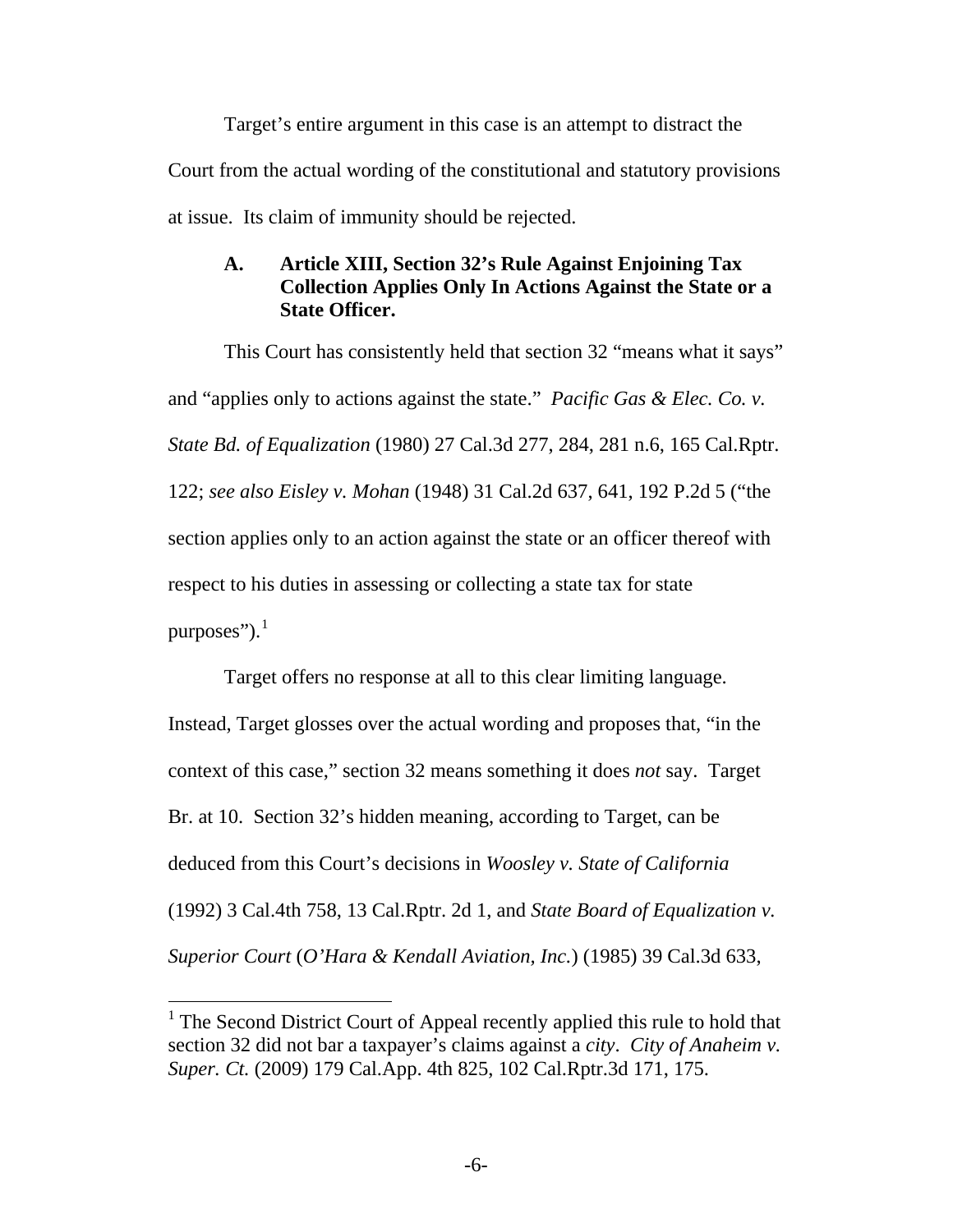Target's entire argument in this case is an attempt to distract the Court from the actual wording of the constitutional and statutory provisions at issue. Its claim of immunity should be rejected.

### A. Article XIII, Section 32's Rule Against Enjoining Tax Collection Applies Only In Actions Against the State or a State Officer.

This Court has consistently held that section 32 "means what it says" and "applies only to actions against the state." *Pacific Gas & Elec. Co. v. State Bd. of Equalization* (1980) 27 Cal.3d 277, 284, 281 n.6, 165 Cal.Rptr. 122; *see also Eisley v. Mohan* (1948) 31 Cal.2d 637, 641, 192 P.2d 5 ("the section applies only to an action against the state or an officer thereof with respect to his duties in assessing or collecting a state tax for state purposes").[1]

Target offers no response at all to this clear limiting language. Instead, Target glosses over the actual wording and proposes that, "in the context of this case," section 32 means something it does *not* say. Target Br. at 10. Section 32's hidden meaning, according to Target, can be deduced from this Court's decisions in *Woosley v. State of California* (1992) 3 Cal.4th 758, 13 Cal.Rptr. 2d 1, and *State Board of Equalization v. Superior Court* (*O'Hara & Kendall Aviation, Inc.*) (1985) 39 Cal.3d 633,

[1] The Second District Court of Appeal recently applied this rule to hold that section 32 did not bar a taxpayer's claims against a *city*. *City of Anaheim v. Super. Ct.* (2009) 179 Cal.App. 4th 825, 102 Cal.Rptr.3d 171, 175.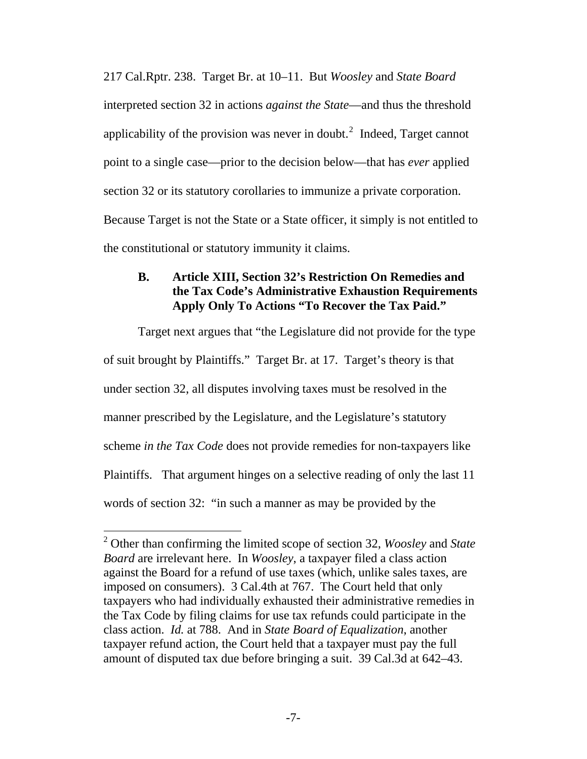217 Cal.Rptr. 238. Target Br. at 10–11. But *Woosley* and *State Board* interpreted section 32 in actions *against the State*—and thus the threshold applicability of the provision was never in doubt.[2] Indeed, Target cannot point to a single case—prior to the decision below—that has *ever* applied section 32 or its statutory corollaries to immunize a private corporation. Because Target is not the State or a State officer, it simply is not entitled to the constitutional or statutory immunity it claims.

### B. Article XIII, Section 32's Restriction On Remedies and the Tax Code's Administrative Exhaustion Requirements Apply Only To Actions "To Recover the Tax Paid."

Target next argues that "the Legislature did not provide for the type of suit brought by Plaintiffs." Target Br. at 17. Target's theory is that under section 32, all disputes involving taxes must be resolved in the manner prescribed by the Legislature, and the Legislature's statutory scheme *in the Tax Code* does not provide remedies for non-taxpayers like Plaintiffs. That argument hinges on a selective reading of only the last 11 words of section 32: "in such a manner as may be provided by the

[2] Other than confirming the limited scope of section 32, *Woosley* and *State Board* are irrelevant here. In *Woosley*, a taxpayer filed a class action against the Board for a refund of use taxes (which, unlike sales taxes, are imposed on consumers). 3 Cal.4th at 767. The Court held that only taxpayers who had individually exhausted their administrative remedies in the Tax Code by filing claims for use tax refunds could participate in the class action. *Id.* at 788. And in *State Board of Equalization*, another taxpayer refund action, the Court held that a taxpayer must pay the full amount of disputed tax due before bringing a suit. 39 Cal.3d at 642–43.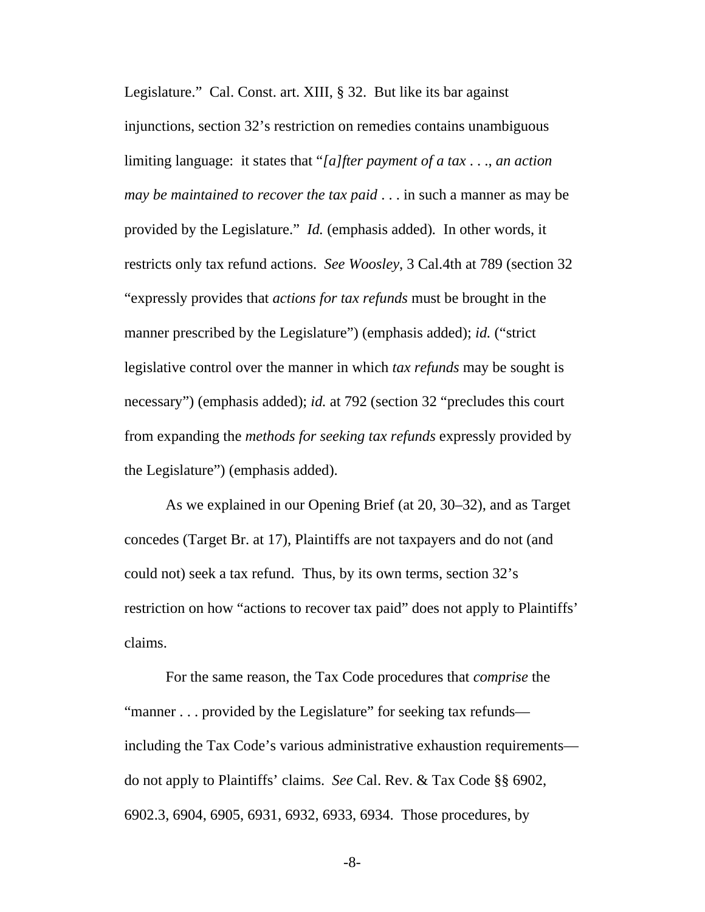Legislature." Cal. Const. art. XIII, § 32. But like its bar against injunctions, section 32's restriction on remedies contains unambiguous limiting language: it states that "*[a]fter payment of a tax . . ., an action may be maintained to recover the tax paid* . . . in such a manner as may be provided by the Legislature." *Id.* (emphasis added). In other words, it restricts only tax refund actions. *See Woosley*, 3 Cal.4th at 789 (section 32 "expressly provides that *actions for tax refunds* must be brought in the manner prescribed by the Legislature") (emphasis added); *id.* ("strict legislative control over the manner in which *tax refunds* may be sought is necessary") (emphasis added); *id.* at 792 (section 32 "precludes this court from expanding the *methods for seeking tax refunds* expressly provided by the Legislature") (emphasis added).

As we explained in our Opening Brief (at 20, 30–32), and as Target concedes (Target Br. at 17), Plaintiffs are not taxpayers and do not (and could not) seek a tax refund. Thus, by its own terms, section 32's restriction on how "actions to recover tax paid" does not apply to Plaintiffs' claims.

For the same reason, the Tax Code procedures that *comprise* the "manner . . . provided by the Legislature" for seeking tax refunds—including the Tax Code's various administrative exhaustion requirements—do not apply to Plaintiffs' claims. *See* Cal. Rev. & Tax Code §§ 6902, 6902.3, 6904, 6905, 6931, 6932, 6933, 6934. Those procedures, by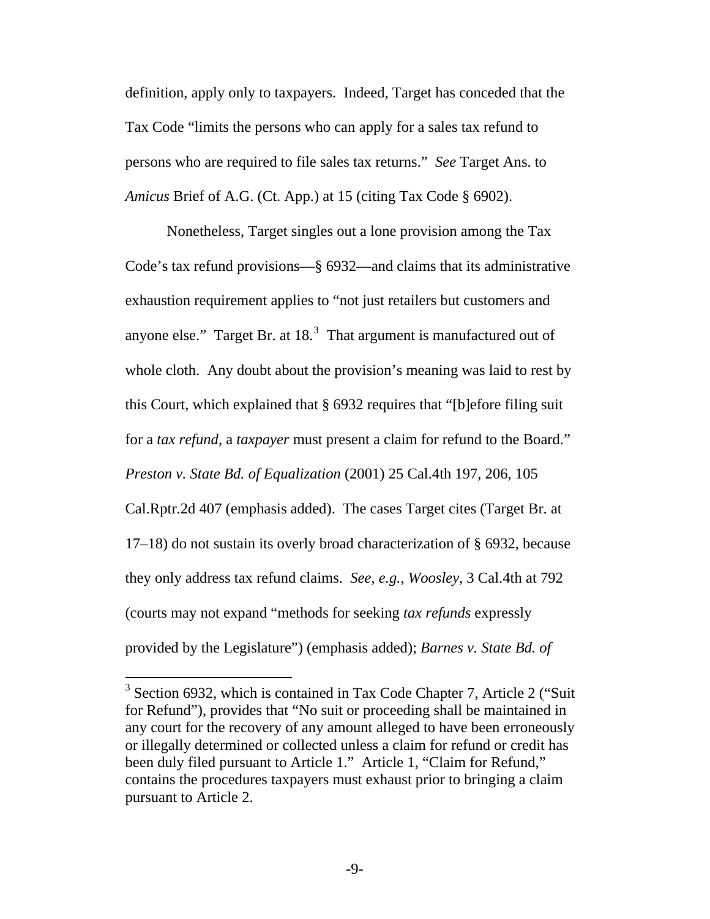definition, apply only to taxpayers. Indeed, Target has conceded that the Tax Code "limits the persons who can apply for a sales tax refund to persons who are required to file sales tax returns." *See* Target Ans. to *Amicus* Brief of A.G. (Ct. App.) at 15 (citing Tax Code § 6902).

Nonetheless, Target singles out a lone provision among the Tax Code's tax refund provisions—§ 6932—and claims that its administrative exhaustion requirement applies to "not just retailers but customers and anyone else." Target Br. at 18.[3] That argument is manufactured out of whole cloth. Any doubt about the provision's meaning was laid to rest by this Court, which explained that § 6932 requires that "[b]efore filing suit for a *tax refund*, a *taxpayer* must present a claim for refund to the Board." *Preston v. State Bd. of Equalization* (2001) 25 Cal.4th 197, 206, 105 Cal.Rptr.2d 407 (emphasis added). The cases Target cites (Target Br. at 17–18) do not sustain its overly broad characterization of § 6932, because they only address tax refund claims. *See, e.g.*, *Woosley*, 3 Cal.4th at 792 (courts may not expand "methods for seeking *tax refunds* expressly provided by the Legislature") (emphasis added); *Barnes v. State Bd. of*

---

[3] Section 6932, which is contained in Tax Code Chapter 7, Article 2 ("Suit for Refund"), provides that "No suit or proceeding shall be maintained in any court for the recovery of any amount alleged to have been erroneously or illegally determined or collected unless a claim for refund or credit has been duly filed pursuant to Article 1." Article 1, "Claim for Refund," contains the procedures taxpayers must exhaust prior to bringing a claim pursuant to Article 2.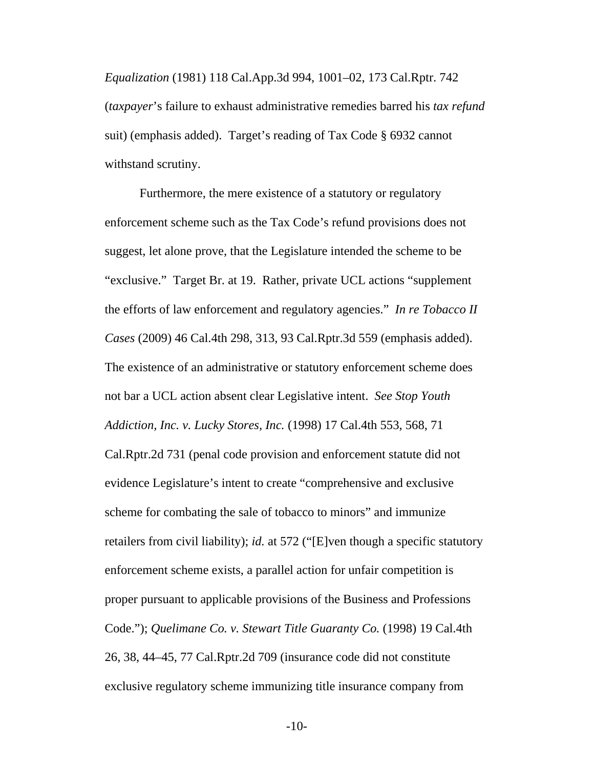*Equalization* (1981) 118 Cal.App.3d 994, 1001–02, 173 Cal.Rptr. 742 (*taxpayer*'s failure to exhaust administrative remedies barred his *tax refund* suit) (emphasis added). Target's reading of Tax Code § 6932 cannot withstand scrutiny.

Furthermore, the mere existence of a statutory or regulatory enforcement scheme such as the Tax Code's refund provisions does not suggest, let alone prove, that the Legislature intended the scheme to be "exclusive." Target Br. at 19. Rather, private UCL actions "supplement the efforts of law enforcement and regulatory agencies." *In re Tobacco II Cases* (2009) 46 Cal.4th 298, 313, 93 Cal.Rptr.3d 559 (emphasis added). The existence of an administrative or statutory enforcement scheme does not bar a UCL action absent clear Legislative intent. *See Stop Youth Addiction, Inc. v. Lucky Stores, Inc.* (1998) 17 Cal.4th 553, 568, 71 Cal.Rptr.2d 731 (penal code provision and enforcement statute did not evidence Legislature's intent to create "comprehensive and exclusive scheme for combating the sale of tobacco to minors" and immunize retailers from civil liability); *id.* at 572 ("[E]ven though a specific statutory enforcement scheme exists, a parallel action for unfair competition is proper pursuant to applicable provisions of the Business and Professions Code."); *Quelimane Co. v. Stewart Title Guaranty Co.* (1998) 19 Cal.4th 26, 38, 44–45, 77 Cal.Rptr.2d 709 (insurance code did not constitute exclusive regulatory scheme immunizing title insurance company from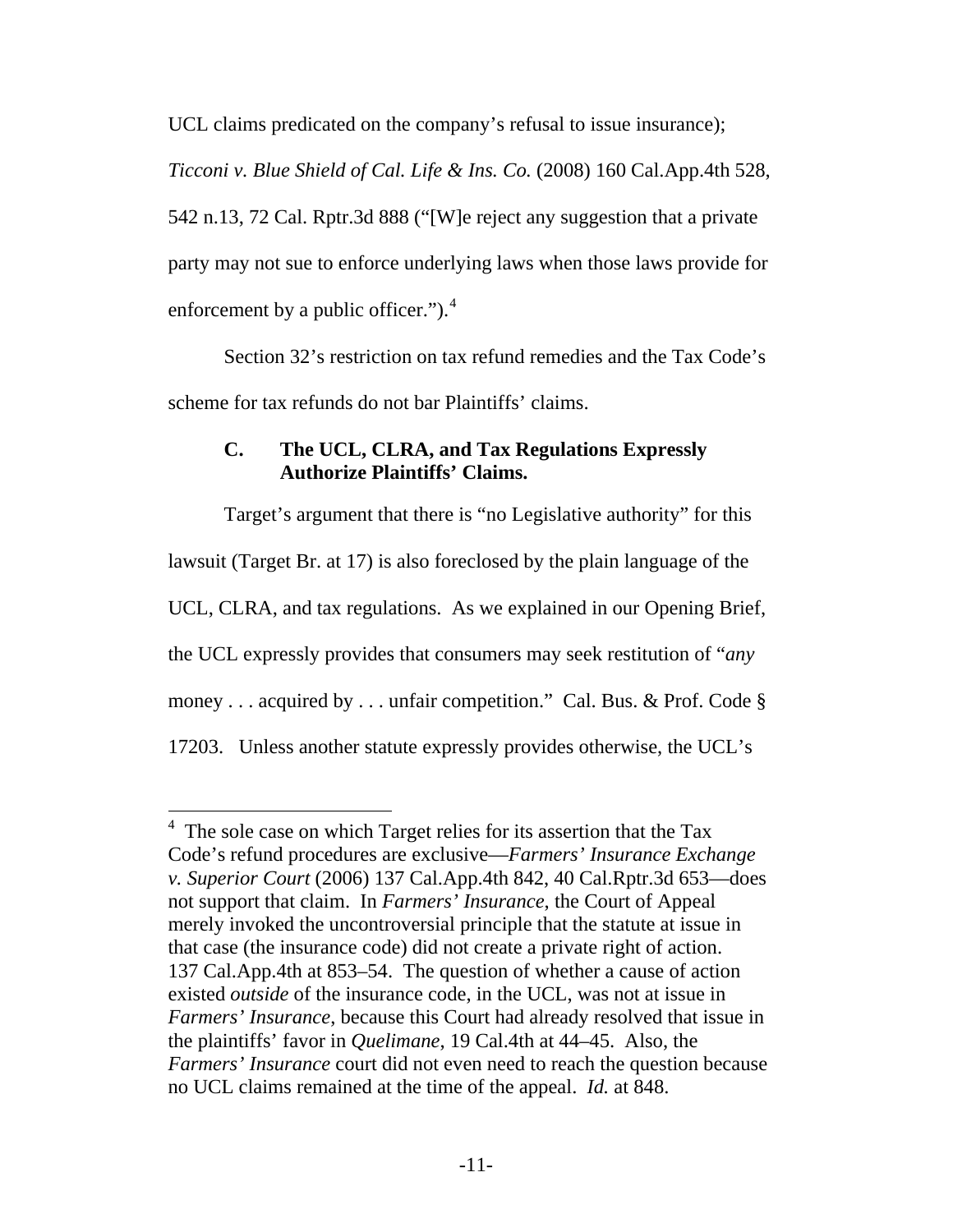UCL claims predicated on the company's refusal to issue insurance); *Ticconi v. Blue Shield of Cal. Life & Ins. Co.* (2008) 160 Cal.App.4th 528, 542 n.13, 72 Cal. Rptr.3d 888 ("[W]e reject any suggestion that a private party may not sue to enforce underlying laws when those laws provide for enforcement by a public officer.").[4]

Section 32's restriction on tax refund remedies and the Tax Code's scheme for tax refunds do not bar Plaintiffs' claims.

### C. The UCL, CLRA, and Tax Regulations Expressly Authorize Plaintiffs' Claims.

Target's argument that there is "no Legislative authority" for this lawsuit (Target Br. at 17) is also foreclosed by the plain language of the UCL, CLRA, and tax regulations. As we explained in our Opening Brief, the UCL expressly provides that consumers may seek restitution of "*any* money . . . acquired by . . . unfair competition." Cal. Bus. & Prof. Code § 17203. Unless another statute expressly provides otherwise, the UCL's

---

[4] The sole case on which Target relies for its assertion that the Tax Code's refund procedures are exclusive—*Farmers' Insurance Exchange v. Superior Court* (2006) 137 Cal.App.4th 842, 40 Cal.Rptr.3d 653—does not support that claim. In *Farmers' Insurance*, the Court of Appeal merely invoked the uncontroversial principle that the statute at issue in that case (the insurance code) did not create a private right of action. 137 Cal.App.4th at 853–54. The question of whether a cause of action existed *outside* of the insurance code, in the UCL, was not at issue in *Farmers' Insurance*, because this Court had already resolved that issue in the plaintiffs' favor in *Quelimane*, 19 Cal.4th at 44–45. Also, the *Farmers' Insurance* court did not even need to reach the question because no UCL claims remained at the time of the appeal. *Id.* at 848.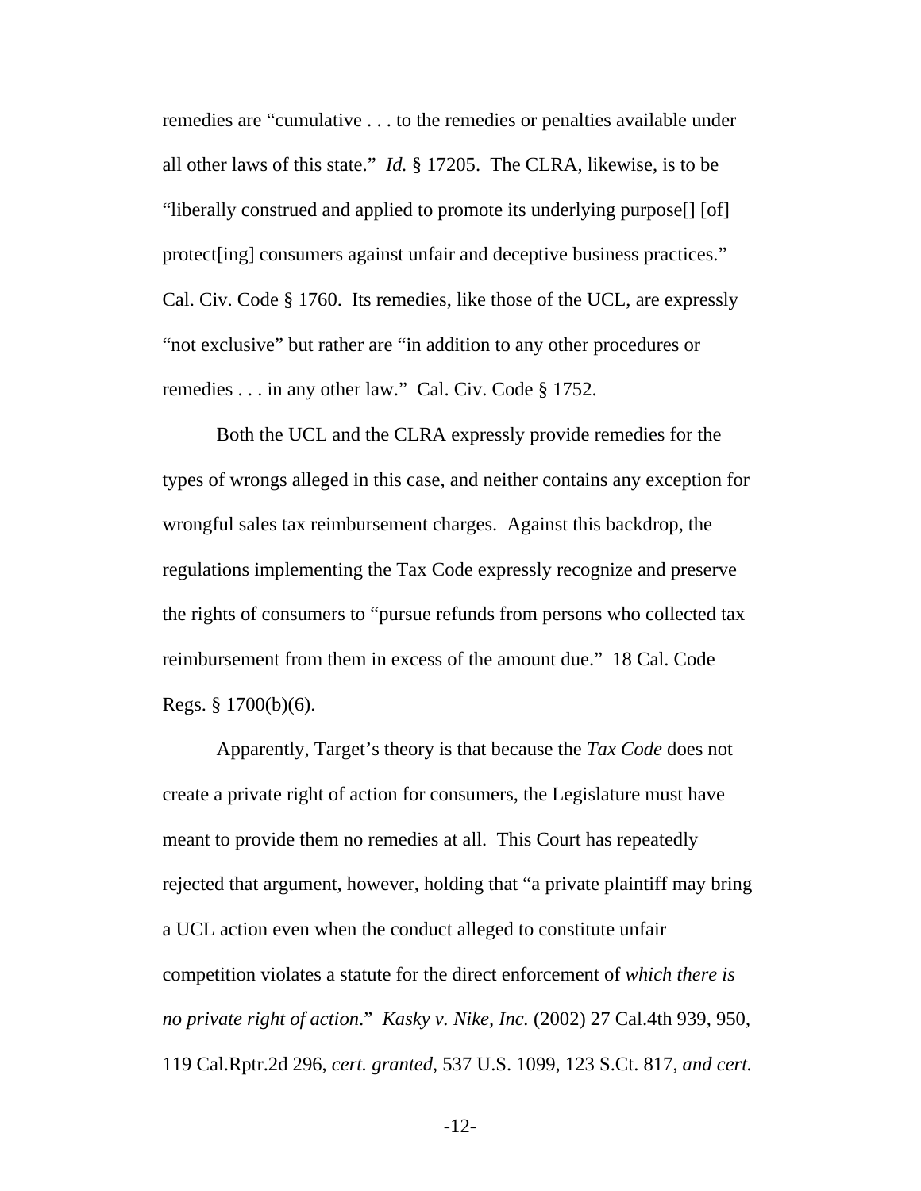remedies are "cumulative . . . to the remedies or penalties available under all other laws of this state." *Id.* § 17205. The CLRA, likewise, is to be "liberally construed and applied to promote its underlying purpose[] [of] protect[ing] consumers against unfair and deceptive business practices." Cal. Civ. Code § 1760. Its remedies, like those of the UCL, are expressly "not exclusive" but rather are "in addition to any other procedures or remedies . . . in any other law." Cal. Civ. Code § 1752.

Both the UCL and the CLRA expressly provide remedies for the types of wrongs alleged in this case, and neither contains any exception for wrongful sales tax reimbursement charges. Against this backdrop, the regulations implementing the Tax Code expressly recognize and preserve the rights of consumers to "pursue refunds from persons who collected tax reimbursement from them in excess of the amount due." 18 Cal. Code Regs. § 1700(b)(6).

Apparently, Target's theory is that because the *Tax Code* does not create a private right of action for consumers, the Legislature must have meant to provide them no remedies at all. This Court has repeatedly rejected that argument, however, holding that "a private plaintiff may bring a UCL action even when the conduct alleged to constitute unfair competition violates a statute for the direct enforcement of *which there is no private right of action*." *Kasky v. Nike, Inc.* (2002) 27 Cal.4th 939, 950, 119 Cal.Rptr.2d 296, *cert. granted*, 537 U.S. 1099, 123 S.Ct. 817, *and cert.*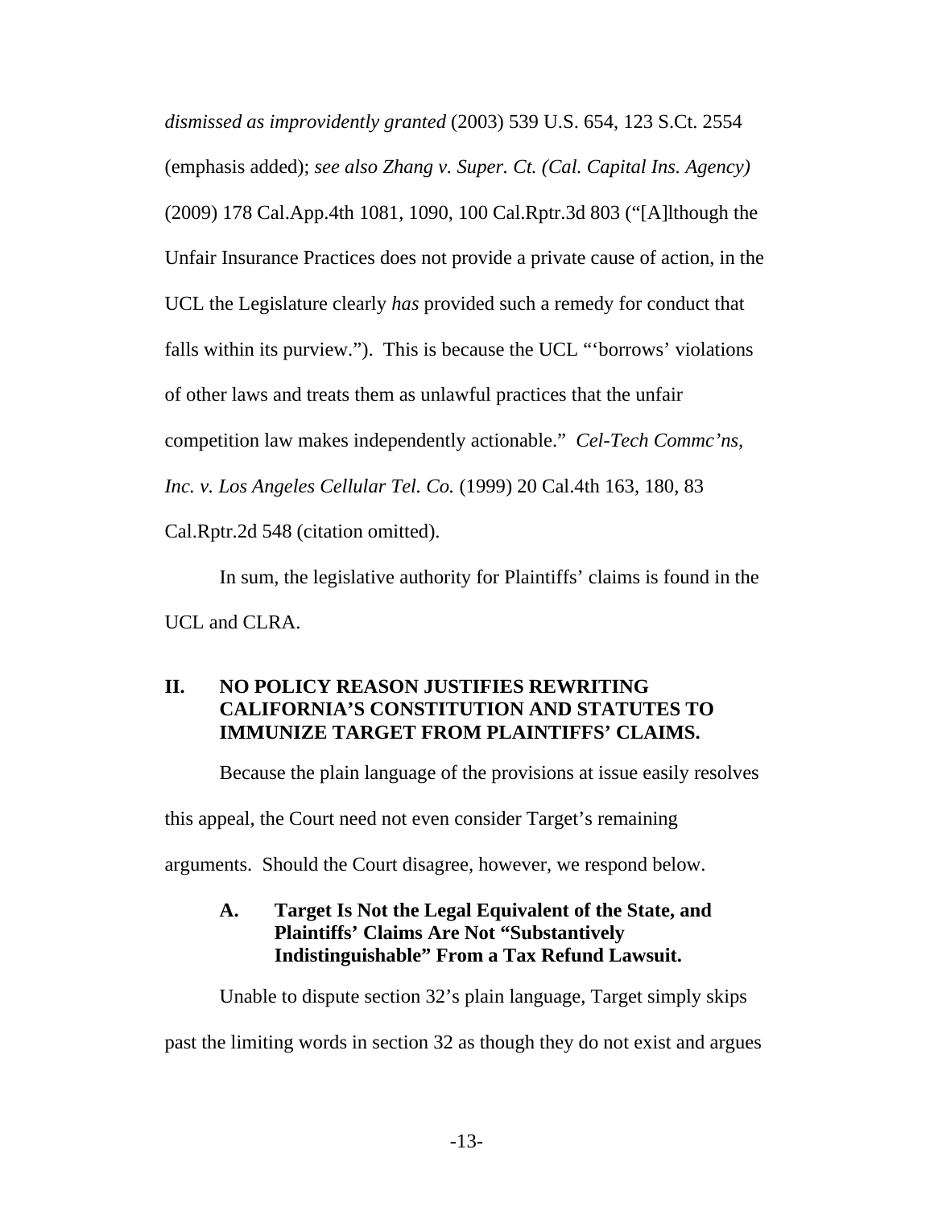*dismissed as improvidently granted* (2003) 539 U.S. 654, 123 S.Ct. 2554 (emphasis added); *see also Zhang v. Super. Ct. (Cal. Capital Ins. Agency)* (2009) 178 Cal.App.4th 1081, 1090, 100 Cal.Rptr.3d 803 ("[A]lthough the Unfair Insurance Practices does not provide a private cause of action, in the UCL the Legislature clearly *has* provided such a remedy for conduct that falls within its purview."). This is because the UCL "'borrows' violations of other laws and treats them as unlawful practices that the unfair competition law makes independently actionable." *Cel-Tech Commc'ns, Inc. v. Los Angeles Cellular Tel. Co.* (1999) 20 Cal.4th 163, 180, 83 Cal.Rptr.2d 548 (citation omitted).

In sum, the legislative authority for Plaintiffs' claims is found in the UCL and CLRA.

## II. NO POLICY REASON JUSTIFIES REWRITING CALIFORNIA'S CONSTITUTION AND STATUTES TO IMMUNIZE TARGET FROM PLAINTIFFS' CLAIMS.

Because the plain language of the provisions at issue easily resolves this appeal, the Court need not even consider Target's remaining arguments. Should the Court disagree, however, we respond below.

### A. Target Is Not the Legal Equivalent of the State, and Plaintiffs' Claims Are Not "Substantively Indistinguishable" From a Tax Refund Lawsuit.

Unable to dispute section 32's plain language, Target simply skips past the limiting words in section 32 as though they do not exist and argues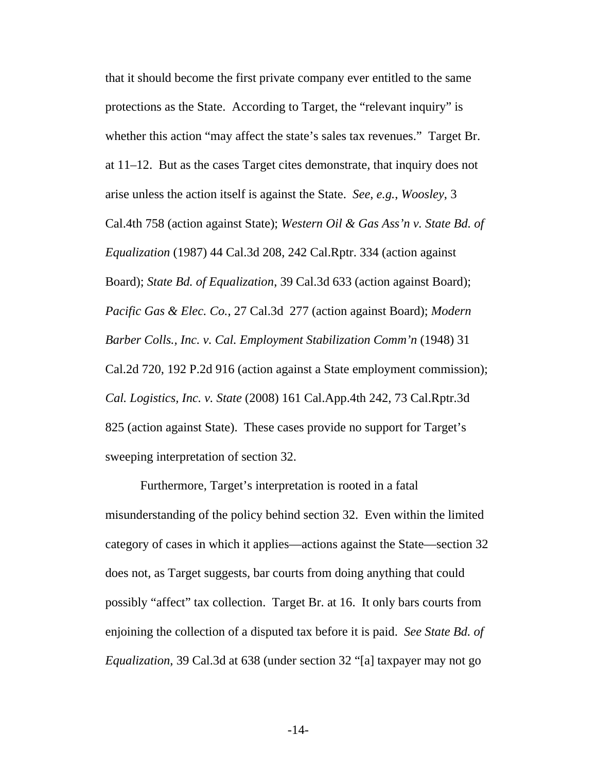that it should become the first private company ever entitled to the same protections as the State. According to Target, the "relevant inquiry" is whether this action "may affect the state's sales tax revenues." Target Br. at 11–12. But as the cases Target cites demonstrate, that inquiry does not arise unless the action itself is against the State. *See*, *e.g.*, *Woosley*, 3 Cal.4th 758 (action against State); *Western Oil & Gas Ass'n v. State Bd. of Equalization* (1987) 44 Cal.3d 208, 242 Cal.Rptr. 334 (action against Board); *State Bd. of Equalization*, 39 Cal.3d 633 (action against Board); *Pacific Gas & Elec. Co.*, 27 Cal.3d 277 (action against Board); *Modern Barber Colls., Inc. v. Cal. Employment Stabilization Comm'n* (1948) 31 Cal.2d 720, 192 P.2d 916 (action against a State employment commission); *Cal. Logistics, Inc. v. State* (2008) 161 Cal.App.4th 242, 73 Cal.Rptr.3d 825 (action against State). These cases provide no support for Target's sweeping interpretation of section 32.

Furthermore, Target's interpretation is rooted in a fatal misunderstanding of the policy behind section 32. Even within the limited category of cases in which it applies—actions against the State—section 32 does not, as Target suggests, bar courts from doing anything that could possibly "affect" tax collection. Target Br. at 16. It only bars courts from enjoining the collection of a disputed tax before it is paid. *See State Bd. of Equalization*, 39 Cal.3d at 638 (under section 32 "[a] taxpayer may not go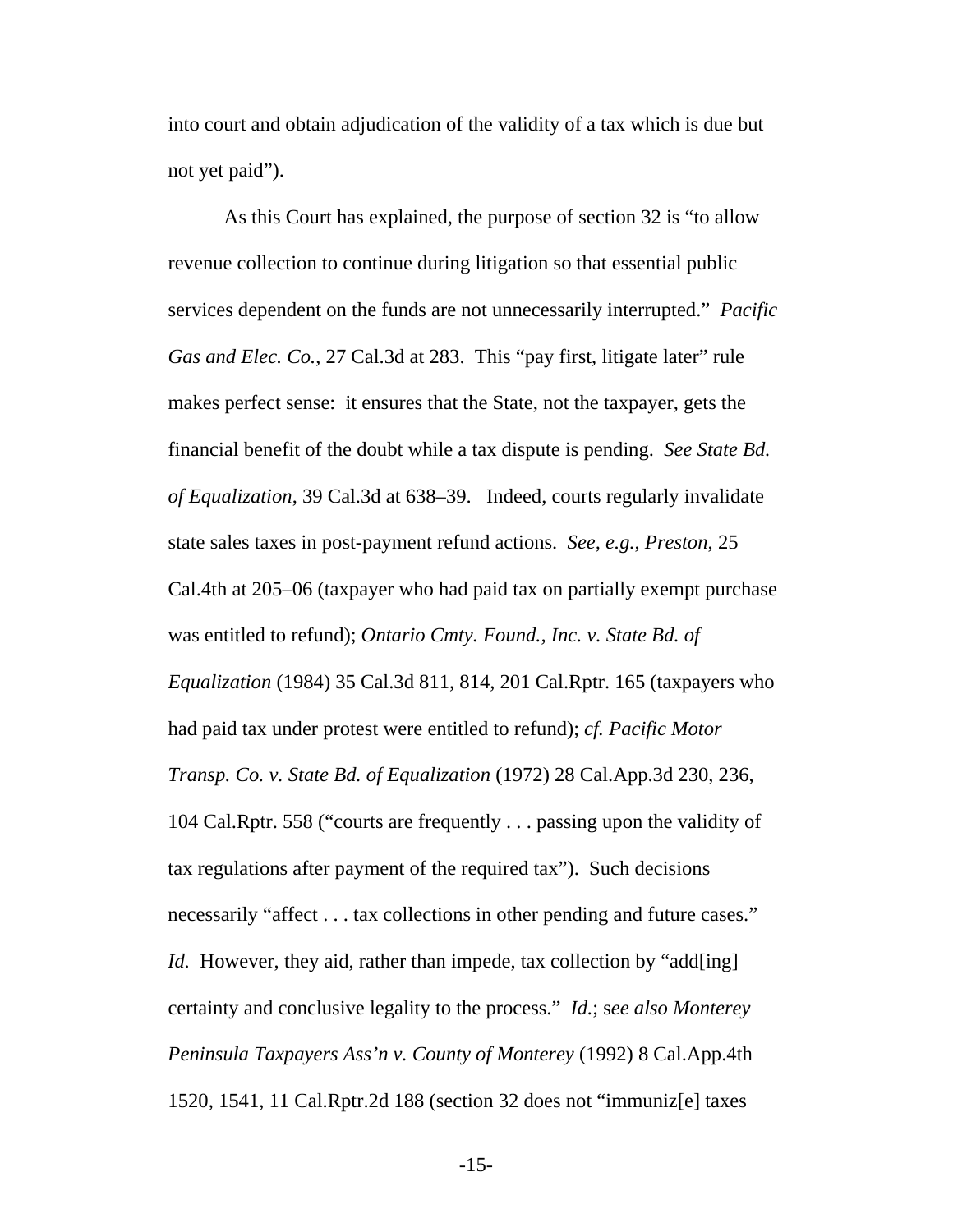into court and obtain adjudication of the validity of a tax which is due but not yet paid").

As this Court has explained, the purpose of section 32 is "to allow revenue collection to continue during litigation so that essential public services dependent on the funds are not unnecessarily interrupted." *Pacific Gas and Elec. Co.*, 27 Cal.3d at 283. This "pay first, litigate later" rule makes perfect sense: it ensures that the State, not the taxpayer, gets the financial benefit of the doubt while a tax dispute is pending. *See State Bd. of Equalization*, 39 Cal.3d at 638–39. Indeed, courts regularly invalidate state sales taxes in post-payment refund actions. *See, e.g.*, *Preston*, 25 Cal.4th at 205–06 (taxpayer who had paid tax on partially exempt purchase was entitled to refund); *Ontario Cmty. Found., Inc. v. State Bd. of Equalization* (1984) 35 Cal.3d 811, 814, 201 Cal.Rptr. 165 (taxpayers who had paid tax under protest were entitled to refund); *cf. Pacific Motor Transp. Co. v. State Bd. of Equalization* (1972) 28 Cal.App.3d 230, 236, 104 Cal.Rptr. 558 ("courts are frequently . . . passing upon the validity of tax regulations after payment of the required tax"). Such decisions necessarily "affect . . . tax collections in other pending and future cases." *Id.* However, they aid, rather than impede, tax collection by "add[ing] certainty and conclusive legality to the process." *Id.*; s*ee also Monterey Peninsula Taxpayers Ass'n v. County of Monterey* (1992) 8 Cal.App.4th 1520, 1541, 11 Cal.Rptr.2d 188 (section 32 does not "immuniz[e] taxes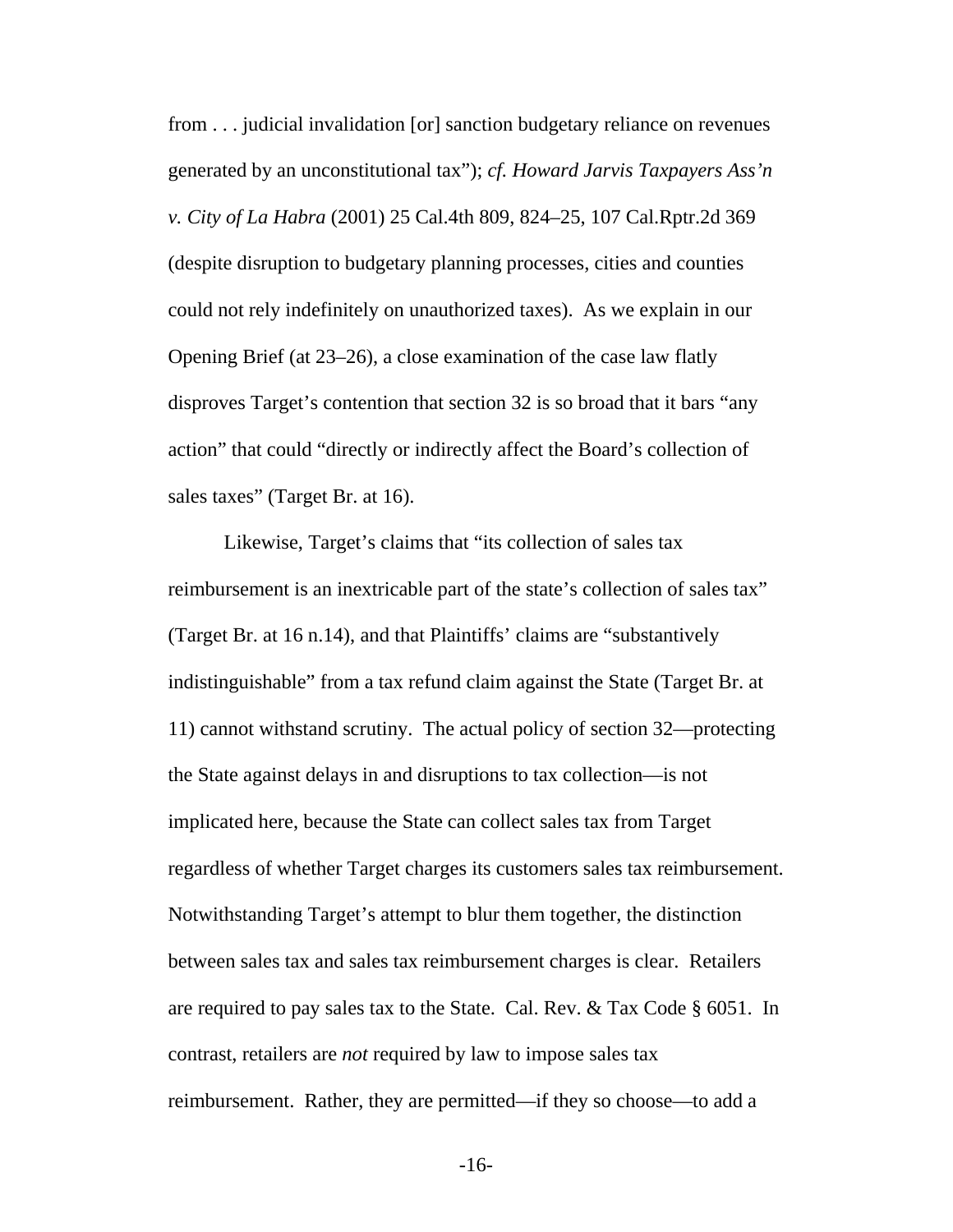from . . . judicial invalidation [or] sanction budgetary reliance on revenues generated by an unconstitutional tax"); *cf. Howard Jarvis Taxpayers Ass'n v. City of La Habra* (2001) 25 Cal.4th 809, 824–25, 107 Cal.Rptr.2d 369 (despite disruption to budgetary planning processes, cities and counties could not rely indefinitely on unauthorized taxes). As we explain in our Opening Brief (at 23–26), a close examination of the case law flatly disproves Target's contention that section 32 is so broad that it bars "any action" that could "directly or indirectly affect the Board's collection of sales taxes" (Target Br. at 16).

Likewise, Target's claims that "its collection of sales tax reimbursement is an inextricable part of the state's collection of sales tax" (Target Br. at 16 n.14), and that Plaintiffs' claims are "substantively indistinguishable" from a tax refund claim against the State (Target Br. at 11) cannot withstand scrutiny. The actual policy of section 32—protecting the State against delays in and disruptions to tax collection—is not implicated here, because the State can collect sales tax from Target regardless of whether Target charges its customers sales tax reimbursement. Notwithstanding Target's attempt to blur them together, the distinction between sales tax and sales tax reimbursement charges is clear. Retailers are required to pay sales tax to the State. Cal. Rev. & Tax Code § 6051. In contrast, retailers are *not* required by law to impose sales tax reimbursement. Rather, they are permitted—if they so choose—to add a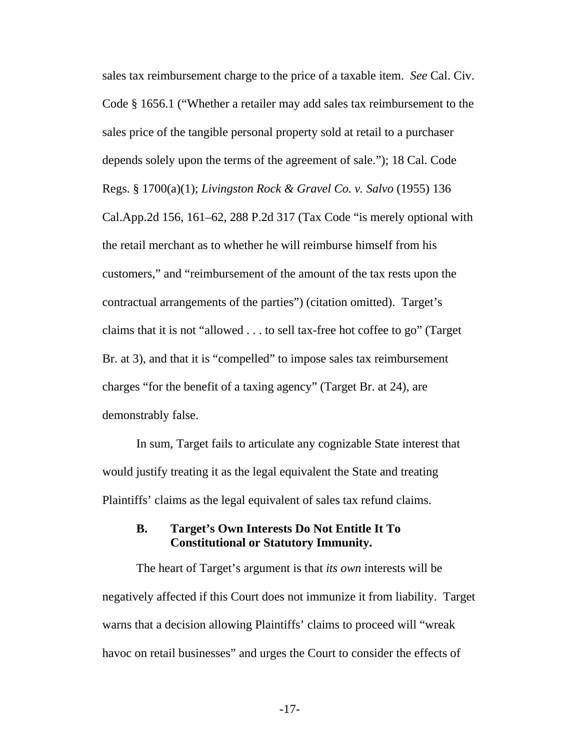sales tax reimbursement charge to the price of a taxable item. *See* Cal. Civ. Code § 1656.1 ("Whether a retailer may add sales tax reimbursement to the sales price of the tangible personal property sold at retail to a purchaser depends solely upon the terms of the agreement of sale."); 18 Cal. Code Regs. § 1700(a)(1); *Livingston Rock & Gravel Co. v. Salvo* (1955) 136 Cal.App.2d 156, 161–62, 288 P.2d 317 (Tax Code "is merely optional with the retail merchant as to whether he will reimburse himself from his customers," and "reimbursement of the amount of the tax rests upon the contractual arrangements of the parties") (citation omitted). Target's claims that it is not "allowed . . . to sell tax-free hot coffee to go" (Target Br. at 3), and that it is "compelled" to impose sales tax reimbursement charges "for the benefit of a taxing agency" (Target Br. at 24), are demonstrably false.

In sum, Target fails to articulate any cognizable State interest that would justify treating it as the legal equivalent the State and treating Plaintiffs' claims as the legal equivalent of sales tax refund claims.

### B. Target's Own Interests Do Not Entitle It To Constitutional or Statutory Immunity.

The heart of Target's argument is that *its own* interests will be negatively affected if this Court does not immunize it from liability. Target warns that a decision allowing Plaintiffs' claims to proceed will "wreak havoc on retail businesses" and urges the Court to consider the effects of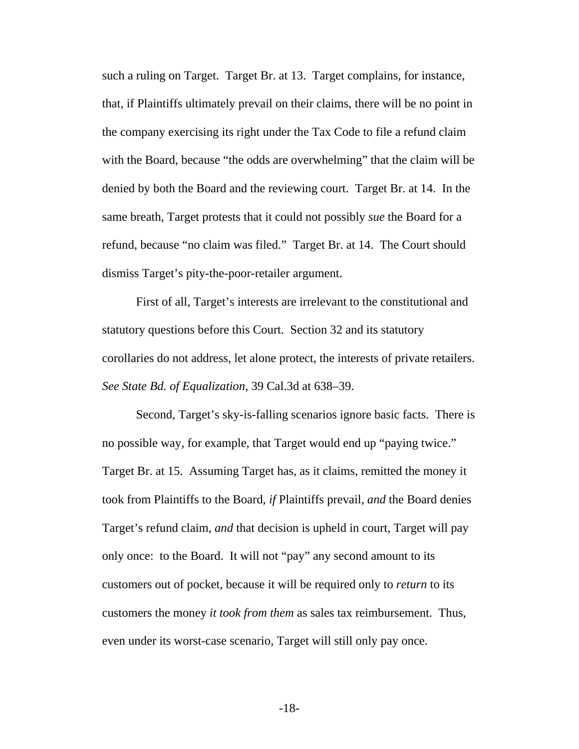such a ruling on Target. Target Br. at 13. Target complains, for instance, that, if Plaintiffs ultimately prevail on their claims, there will be no point in the company exercising its right under the Tax Code to file a refund claim with the Board, because "the odds are overwhelming" that the claim will be denied by both the Board and the reviewing court. Target Br. at 14. In the same breath, Target protests that it could not possibly *sue* the Board for a refund, because "no claim was filed." Target Br. at 14. The Court should dismiss Target's pity-the-poor-retailer argument.

First of all, Target's interests are irrelevant to the constitutional and statutory questions before this Court. Section 32 and its statutory corollaries do not address, let alone protect, the interests of private retailers. *See State Bd. of Equalization*, 39 Cal.3d at 638–39.

Second, Target's sky-is-falling scenarios ignore basic facts. There is no possible way, for example, that Target would end up "paying twice." Target Br. at 15. Assuming Target has, as it claims, remitted the money it took from Plaintiffs to the Board, *if* Plaintiffs prevail, *and* the Board denies Target's refund claim, *and* that decision is upheld in court, Target will pay only once: to the Board. It will not "pay" any second amount to its customers out of pocket, because it will be required only to *return* to its customers the money *it took from them* as sales tax reimbursement. Thus, even under its worst-case scenario, Target will still only pay once.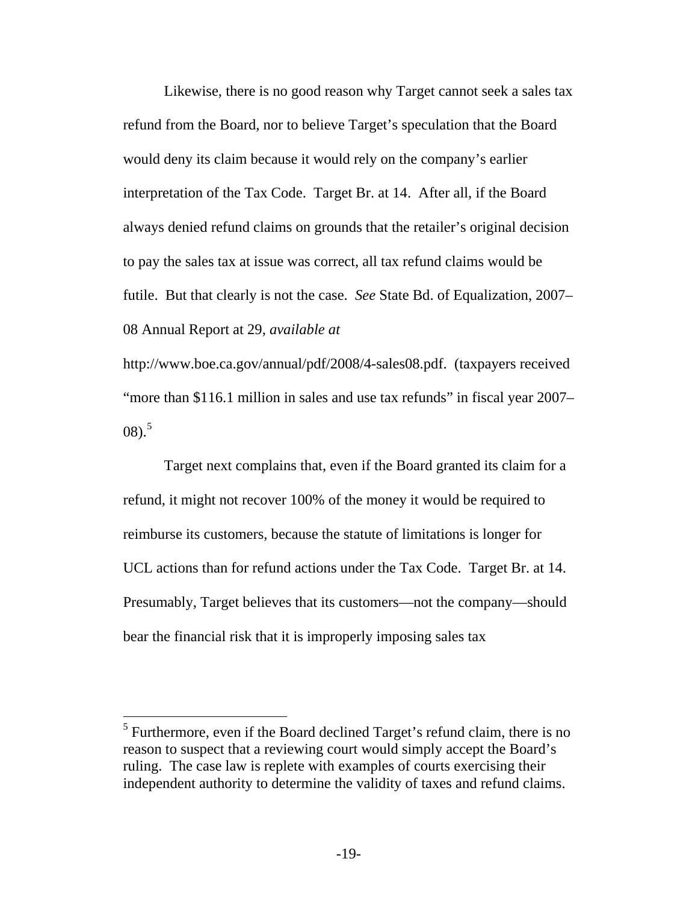Likewise, there is no good reason why Target cannot seek a sales tax refund from the Board, nor to believe Target's speculation that the Board would deny its claim because it would rely on the company's earlier interpretation of the Tax Code. Target Br. at 14. After all, if the Board always denied refund claims on grounds that the retailer's original decision to pay the sales tax at issue was correct, all tax refund claims would be futile. But that clearly is not the case. *See* State Bd. of Equalization, 2007–08 Annual Report at 29, *available at* http://www.boe.ca.gov/annual/pdf/2008/4-sales08.pdf. (taxpayers received "more than $116.1 million in sales and use tax refunds" in fiscal year 2007–08).[5]

Target next complains that, even if the Board granted its claim for a refund, it might not recover 100% of the money it would be required to reimburse its customers, because the statute of limitations is longer for UCL actions than for refund actions under the Tax Code. Target Br. at 14. Presumably, Target believes that its customers—not the company—should bear the financial risk that it is improperly imposing sales tax

---

[5] Furthermore, even if the Board declined Target's refund claim, there is no reason to suspect that a reviewing court would simply accept the Board's ruling. The case law is replete with examples of courts exercising their independent authority to determine the validity of taxes and refund claims.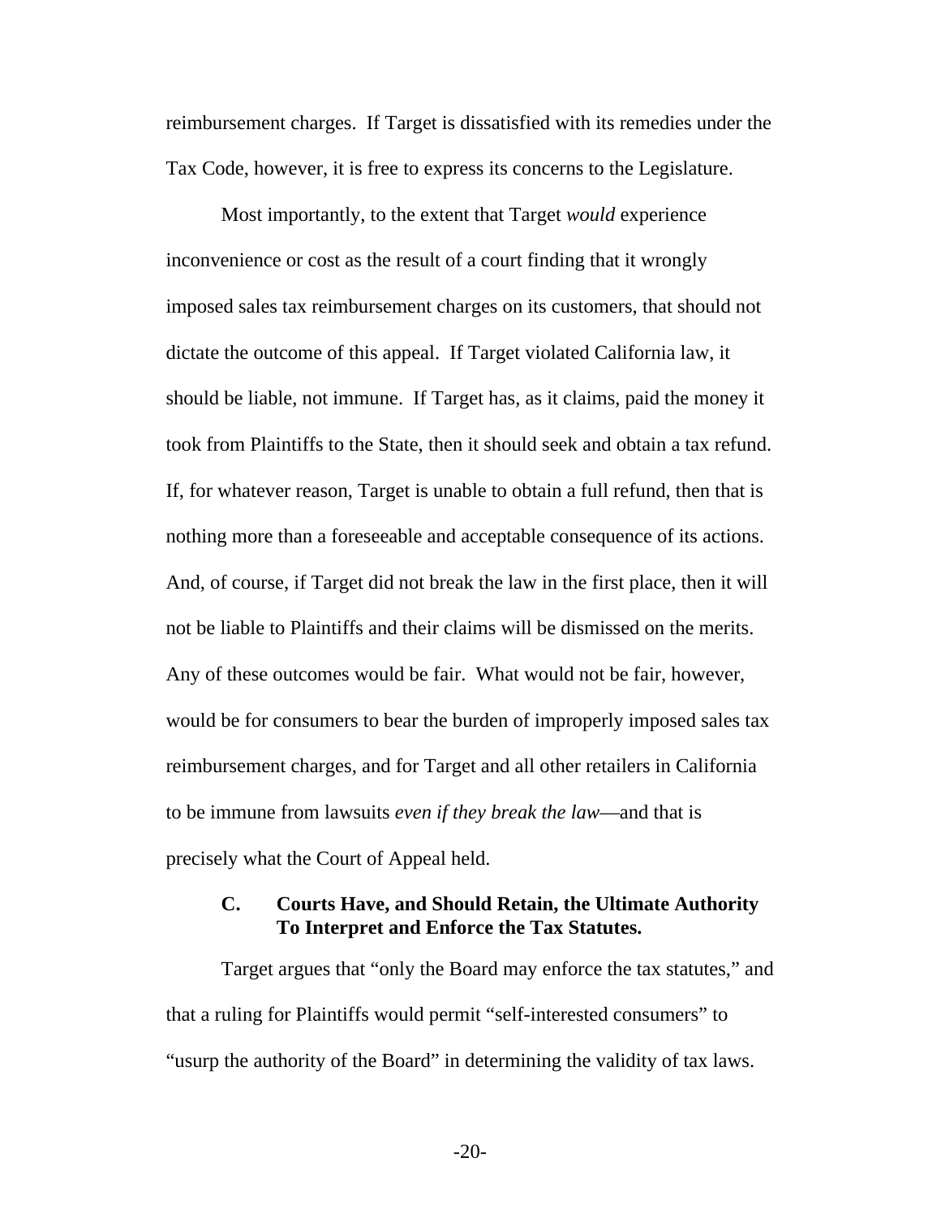reimbursement charges. If Target is dissatisfied with its remedies under the Tax Code, however, it is free to express its concerns to the Legislature.

Most importantly, to the extent that Target *would* experience inconvenience or cost as the result of a court finding that it wrongly imposed sales tax reimbursement charges on its customers, that should not dictate the outcome of this appeal. If Target violated California law, it should be liable, not immune. If Target has, as it claims, paid the money it took from Plaintiffs to the State, then it should seek and obtain a tax refund. If, for whatever reason, Target is unable to obtain a full refund, then that is nothing more than a foreseeable and acceptable consequence of its actions. And, of course, if Target did not break the law in the first place, then it will not be liable to Plaintiffs and their claims will be dismissed on the merits. Any of these outcomes would be fair. What would not be fair, however, would be for consumers to bear the burden of improperly imposed sales tax reimbursement charges, and for Target and all other retailers in California to be immune from lawsuits *even if they break the law*—and that is precisely what the Court of Appeal held.

### C. Courts Have, and Should Retain, the Ultimate Authority To Interpret and Enforce the Tax Statutes.

Target argues that "only the Board may enforce the tax statutes," and that a ruling for Plaintiffs would permit "self-interested consumers" to "usurp the authority of the Board" in determining the validity of tax laws.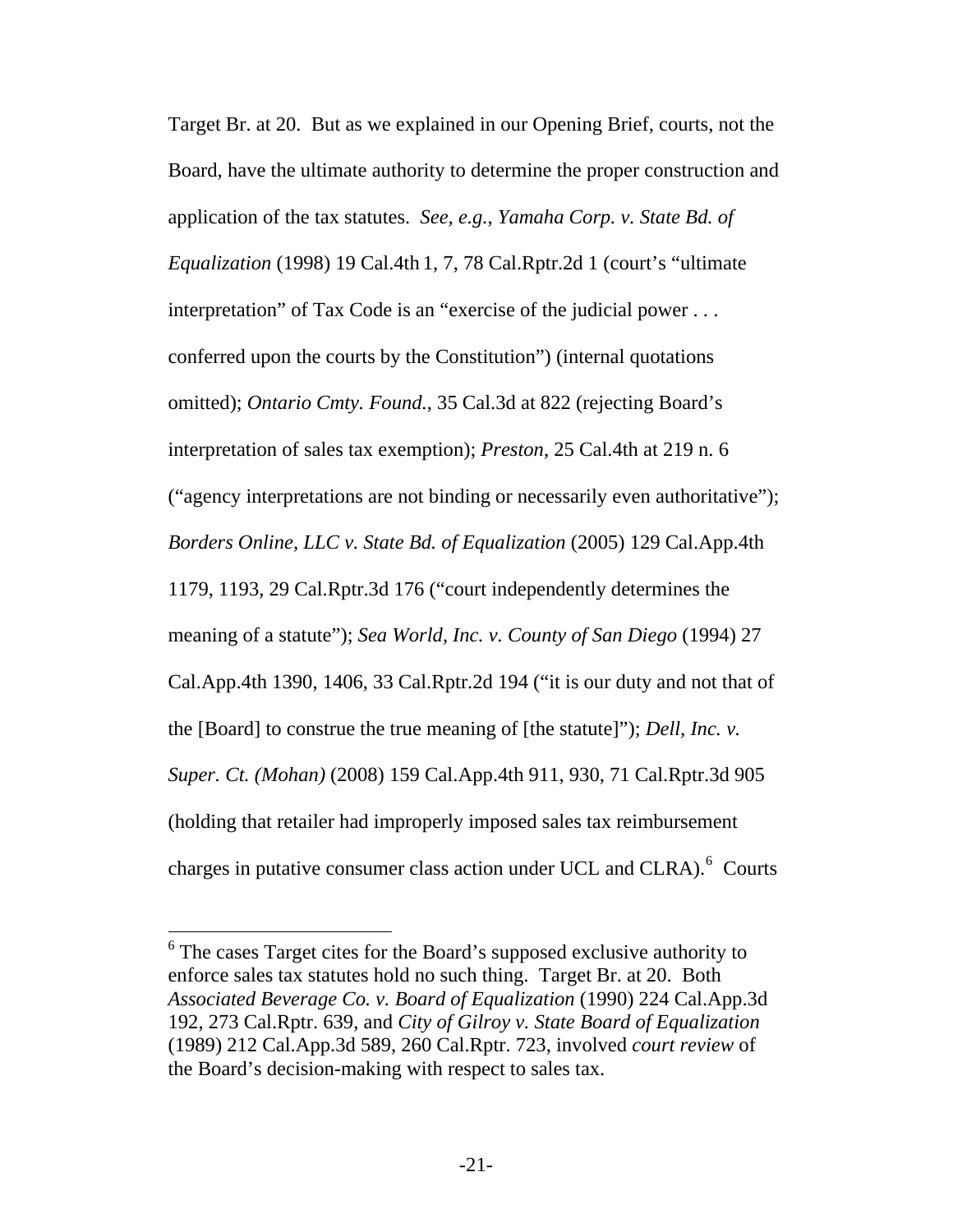Target Br. at 20. But as we explained in our Opening Brief, courts, not the Board, have the ultimate authority to determine the proper construction and application of the tax statutes. *See, e.g.*, *Yamaha Corp. v. State Bd. of Equalization* (1998) 19 Cal.4th 1, 7, 78 Cal.Rptr.2d 1 (court's "ultimate interpretation" of Tax Code is an "exercise of the judicial power . . . conferred upon the courts by the Constitution") (internal quotations omitted); *Ontario Cmty. Found.*, 35 Cal.3d at 822 (rejecting Board's interpretation of sales tax exemption); *Preston*, 25 Cal.4th at 219 n. 6 ("agency interpretations are not binding or necessarily even authoritative"); *Borders Online, LLC v. State Bd. of Equalization* (2005) 129 Cal.App.4th 1179, 1193, 29 Cal.Rptr.3d 176 ("court independently determines the meaning of a statute"); *Sea World, Inc. v. County of San Diego* (1994) 27 Cal.App.4th 1390, 1406, 33 Cal.Rptr.2d 194 ("it is our duty and not that of the [Board] to construe the true meaning of [the statute]"); *Dell, Inc. v. Super. Ct. (Mohan)* (2008) 159 Cal.App.4th 911, 930, 71 Cal.Rptr.3d 905 (holding that retailer had improperly imposed sales tax reimbursement charges in putative consumer class action under UCL and CLRA).[6] Courts

[6] The cases Target cites for the Board's supposed exclusive authority to enforce sales tax statutes hold no such thing. Target Br. at 20. Both *Associated Beverage Co. v. Board of Equalization* (1990) 224 Cal.App.3d 192, 273 Cal.Rptr. 639, and *City of Gilroy v. State Board of Equalization* (1989) 212 Cal.App.3d 589, 260 Cal.Rptr. 723, involved *court review* of the Board's decision-making with respect to sales tax.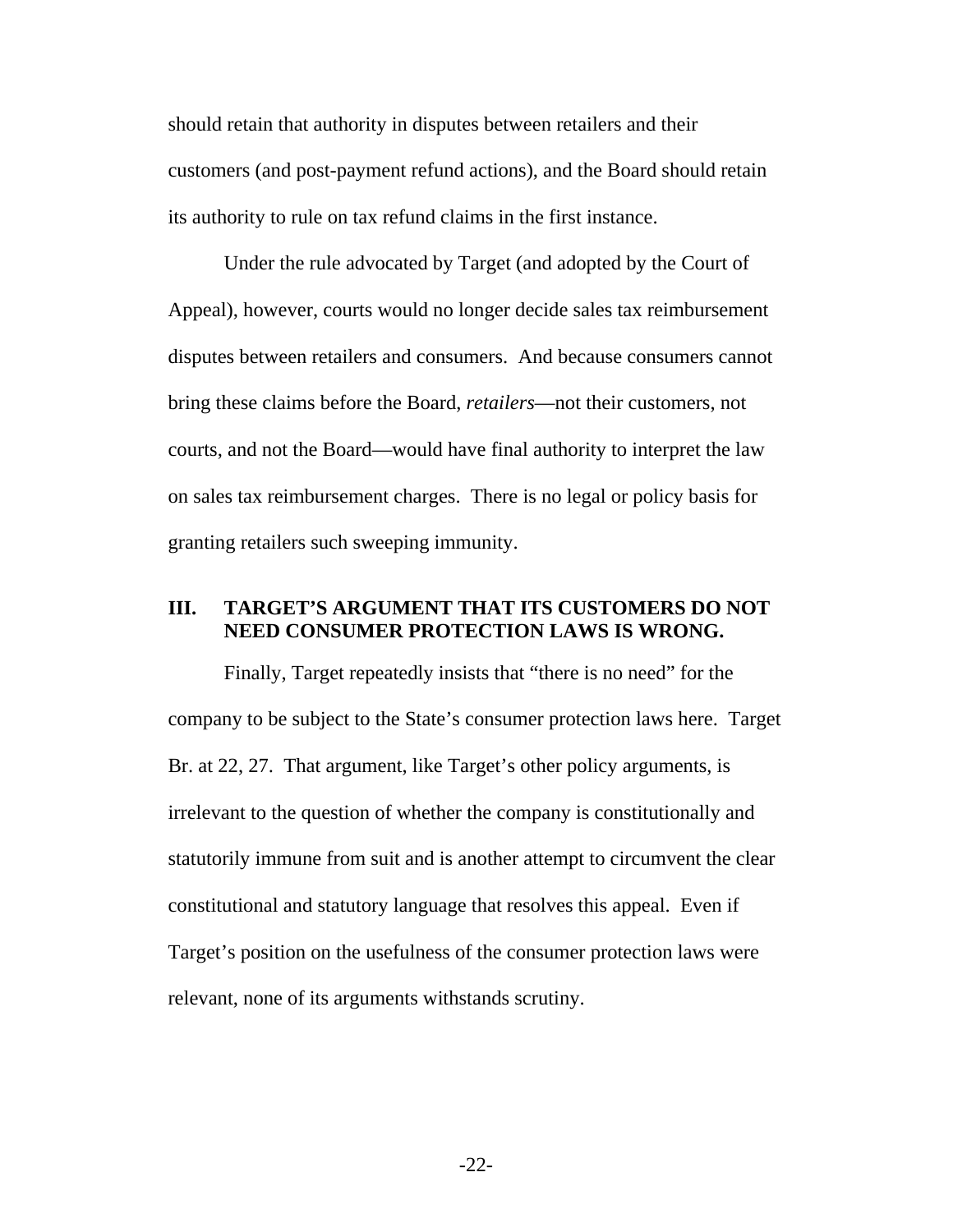should retain that authority in disputes between retailers and their customers (and post-payment refund actions), and the Board should retain its authority to rule on tax refund claims in the first instance.

Under the rule advocated by Target (and adopted by the Court of Appeal), however, courts would no longer decide sales tax reimbursement disputes between retailers and consumers. And because consumers cannot bring these claims before the Board, *retailers*—not their customers, not courts, and not the Board—would have final authority to interpret the law on sales tax reimbursement charges. There is no legal or policy basis for granting retailers such sweeping immunity.

## III. TARGET'S ARGUMENT THAT ITS CUSTOMERS DO NOT NEED CONSUMER PROTECTION LAWS IS WRONG.

Finally, Target repeatedly insists that "there is no need" for the company to be subject to the State's consumer protection laws here. Target Br. at 22, 27. That argument, like Target's other policy arguments, is irrelevant to the question of whether the company is constitutionally and statutorily immune from suit and is another attempt to circumvent the clear constitutional and statutory language that resolves this appeal. Even if Target's position on the usefulness of the consumer protection laws were relevant, none of its arguments withstands scrutiny.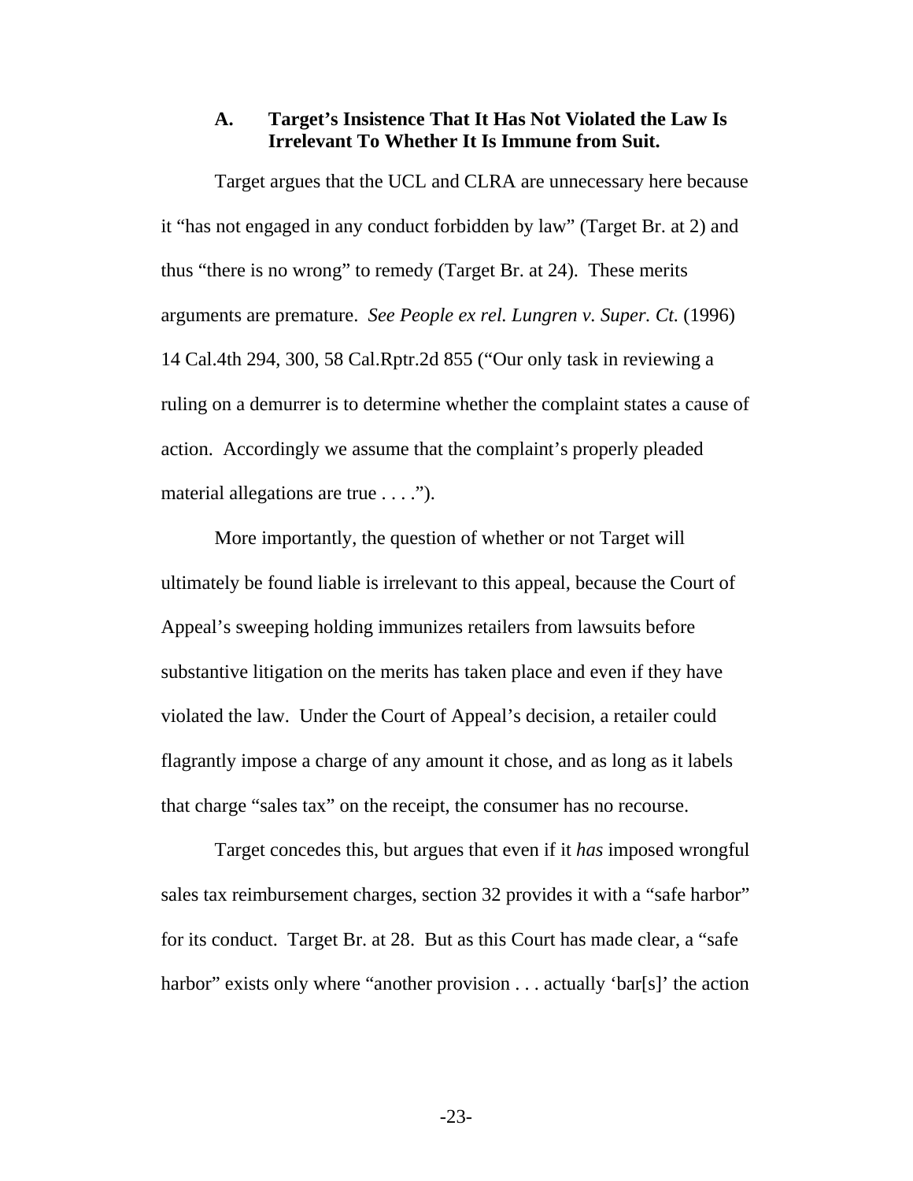### A. Target's Insistence That It Has Not Violated the Law Is Irrelevant To Whether It Is Immune from Suit.

Target argues that the UCL and CLRA are unnecessary here because it "has not engaged in any conduct forbidden by law" (Target Br. at 2) and thus "there is no wrong" to remedy (Target Br. at 24). These merits arguments are premature. *See People ex rel. Lungren v. Super. Ct.* (1996) 14 Cal.4th 294, 300, 58 Cal.Rptr.2d 855 ("Our only task in reviewing a ruling on a demurrer is to determine whether the complaint states a cause of action. Accordingly we assume that the complaint's properly pleaded material allegations are true . . . .").

More importantly, the question of whether or not Target will ultimately be found liable is irrelevant to this appeal, because the Court of Appeal's sweeping holding immunizes retailers from lawsuits before substantive litigation on the merits has taken place and even if they have violated the law. Under the Court of Appeal's decision, a retailer could flagrantly impose a charge of any amount it chose, and as long as it labels that charge "sales tax" on the receipt, the consumer has no recourse.

Target concedes this, but argues that even if it *has* imposed wrongful sales tax reimbursement charges, section 32 provides it with a "safe harbor" for its conduct. Target Br. at 28. But as this Court has made clear, a "safe harbor" exists only where "another provision . . . actually 'bar[s]' the action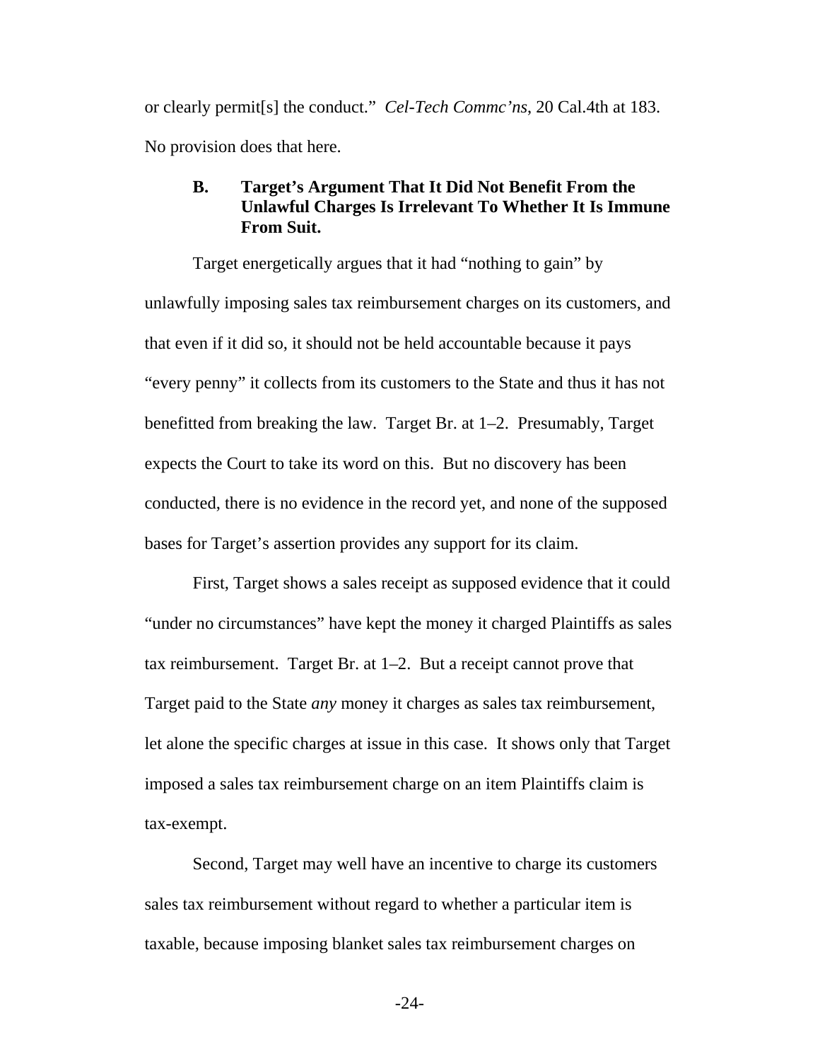or clearly permit[s] the conduct." *Cel-Tech Commc'ns*, 20 Cal.4th at 183. No provision does that here.

### B. Target's Argument That It Did Not Benefit From the Unlawful Charges Is Irrelevant To Whether It Is Immune From Suit.

Target energetically argues that it had "nothing to gain" by unlawfully imposing sales tax reimbursement charges on its customers, and that even if it did so, it should not be held accountable because it pays "every penny" it collects from its customers to the State and thus it has not benefitted from breaking the law. Target Br. at 1–2. Presumably, Target expects the Court to take its word on this. But no discovery has been conducted, there is no evidence in the record yet, and none of the supposed bases for Target's assertion provides any support for its claim.

First, Target shows a sales receipt as supposed evidence that it could "under no circumstances" have kept the money it charged Plaintiffs as sales tax reimbursement. Target Br. at 1–2. But a receipt cannot prove that Target paid to the State *any* money it charges as sales tax reimbursement, let alone the specific charges at issue in this case. It shows only that Target imposed a sales tax reimbursement charge on an item Plaintiffs claim is tax-exempt.

Second, Target may well have an incentive to charge its customers sales tax reimbursement without regard to whether a particular item is taxable, because imposing blanket sales tax reimbursement charges on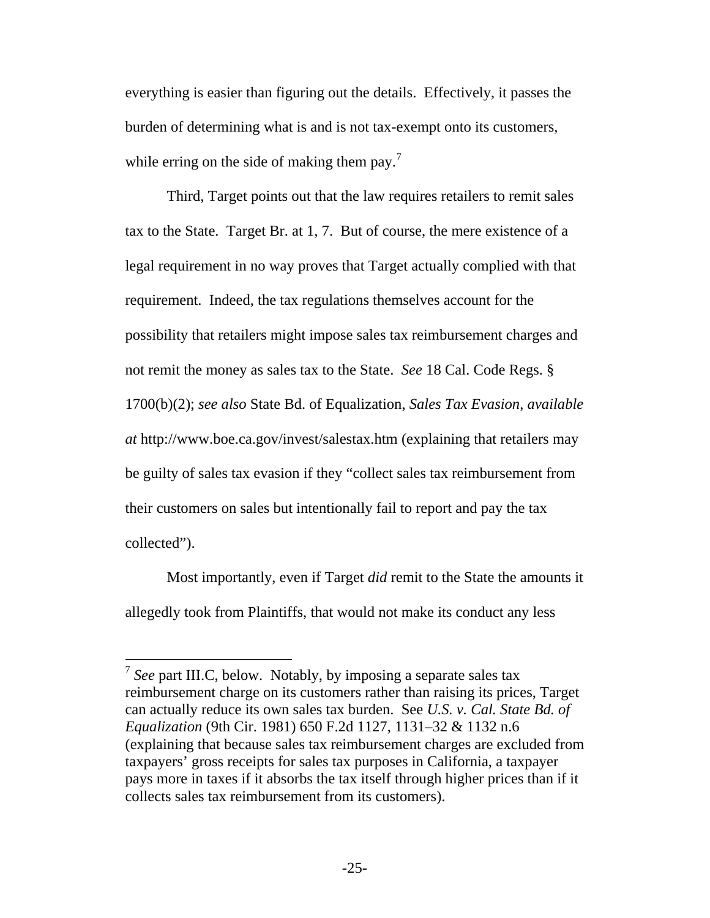everything is easier than figuring out the details. Effectively, it passes the burden of determining what is and is not tax-exempt onto its customers, while erring on the side of making them pay.[7]

Third, Target points out that the law requires retailers to remit sales tax to the State. Target Br. at 1, 7. But of course, the mere existence of a legal requirement in no way proves that Target actually complied with that requirement. Indeed, the tax regulations themselves account for the possibility that retailers might impose sales tax reimbursement charges and not remit the money as sales tax to the State. *See* 18 Cal. Code Regs. § 1700(b)(2); *see also* State Bd. of Equalization, *Sales Tax Evasion*, *available at* http://www.boe.ca.gov/invest/salestax.htm (explaining that retailers may be guilty of sales tax evasion if they "collect sales tax reimbursement from their customers on sales but intentionally fail to report and pay the tax collected").

Most importantly, even if Target *did* remit to the State the amounts it allegedly took from Plaintiffs, that would not make its conduct any less

---

[7] *See* part III.C, below. Notably, by imposing a separate sales tax reimbursement charge on its customers rather than raising its prices, Target can actually reduce its own sales tax burden. See *U.S. v. Cal. State Bd. of Equalization* (9th Cir. 1981) 650 F.2d 1127, 1131–32 & 1132 n.6 (explaining that because sales tax reimbursement charges are excluded from taxpayers' gross receipts for sales tax purposes in California, a taxpayer pays more in taxes if it absorbs the tax itself through higher prices than if it collects sales tax reimbursement from its customers).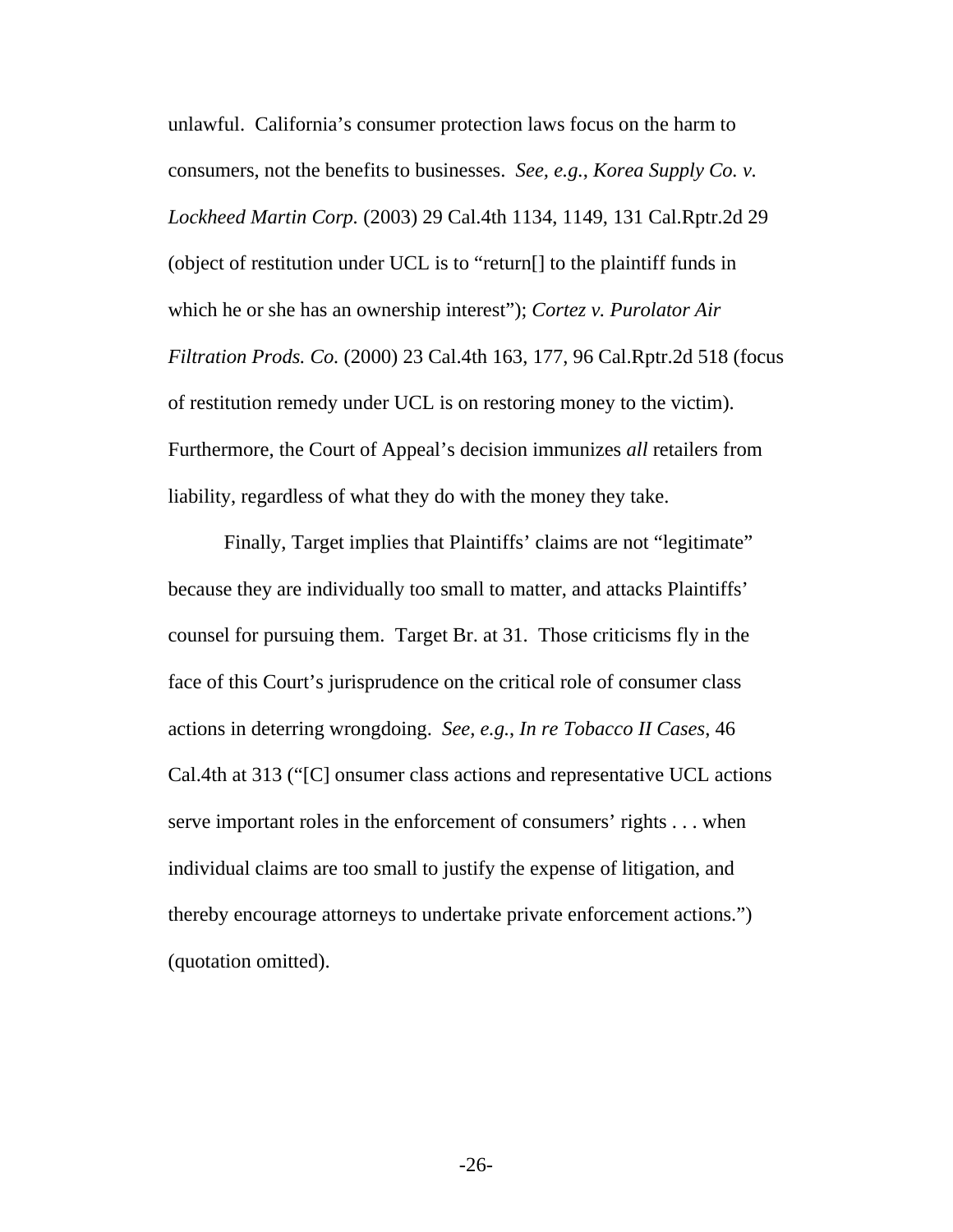unlawful. California's consumer protection laws focus on the harm to consumers, not the benefits to businesses. *See, e.g.*, *Korea Supply Co. v. Lockheed Martin Corp.* (2003) 29 Cal.4th 1134, 1149, 131 Cal.Rptr.2d 29 (object of restitution under UCL is to "return[] to the plaintiff funds in which he or she has an ownership interest"); *Cortez v. Purolator Air Filtration Prods. Co.* (2000) 23 Cal.4th 163, 177, 96 Cal.Rptr.2d 518 (focus of restitution remedy under UCL is on restoring money to the victim). Furthermore, the Court of Appeal's decision immunizes *all* retailers from liability, regardless of what they do with the money they take.

Finally, Target implies that Plaintiffs' claims are not "legitimate" because they are individually too small to matter, and attacks Plaintiffs' counsel for pursuing them. Target Br. at 31. Those criticisms fly in the face of this Court's jurisprudence on the critical role of consumer class actions in deterring wrongdoing. *See, e.g.*, *In re Tobacco II Cases*, 46 Cal.4th at 313 ("[C] onsumer class actions and representative UCL actions serve important roles in the enforcement of consumers' rights . . . when individual claims are too small to justify the expense of litigation, and thereby encourage attorneys to undertake private enforcement actions.") (quotation omitted).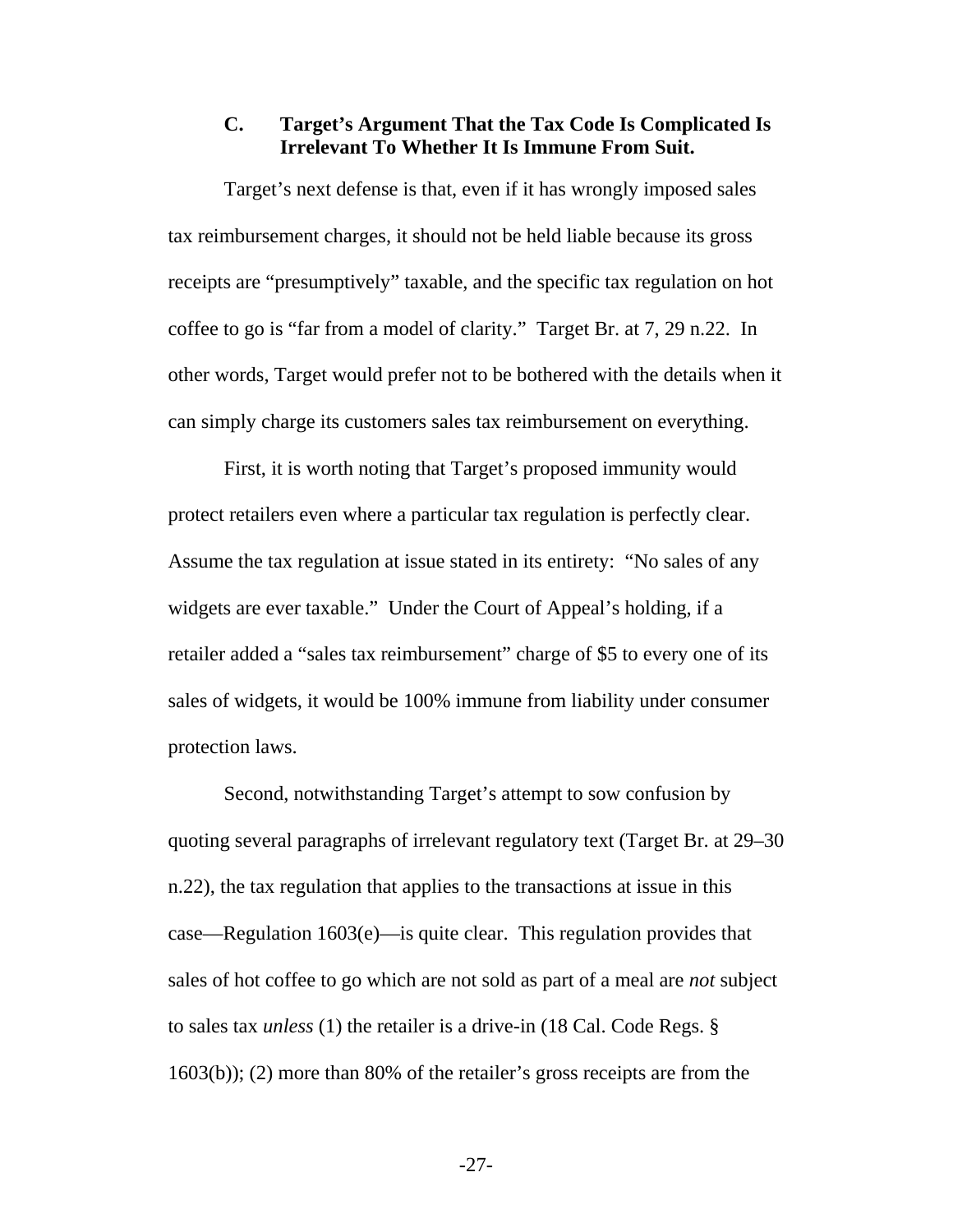### C. Target's Argument That the Tax Code Is Complicated Is Irrelevant To Whether It Is Immune From Suit.

Target's next defense is that, even if it has wrongly imposed sales tax reimbursement charges, it should not be held liable because its gross receipts are "presumptively" taxable, and the specific tax regulation on hot coffee to go is "far from a model of clarity." Target Br. at 7, 29 n.22. In other words, Target would prefer not to be bothered with the details when it can simply charge its customers sales tax reimbursement on everything.

First, it is worth noting that Target's proposed immunity would protect retailers even where a particular tax regulation is perfectly clear. Assume the tax regulation at issue stated in its entirety: "No sales of any widgets are ever taxable." Under the Court of Appeal's holding, if a retailer added a "sales tax reimbursement" charge of $5 to every one of its sales of widgets, it would be 100% immune from liability under consumer protection laws.

Second, notwithstanding Target's attempt to sow confusion by quoting several paragraphs of irrelevant regulatory text (Target Br. at 29–30 n.22), the tax regulation that applies to the transactions at issue in this case—Regulation 1603(e)—is quite clear. This regulation provides that sales of hot coffee to go which are not sold as part of a meal are *not* subject to sales tax *unless* (1) the retailer is a drive-in (18 Cal. Code Regs. § 1603(b)); (2) more than 80% of the retailer's gross receipts are from the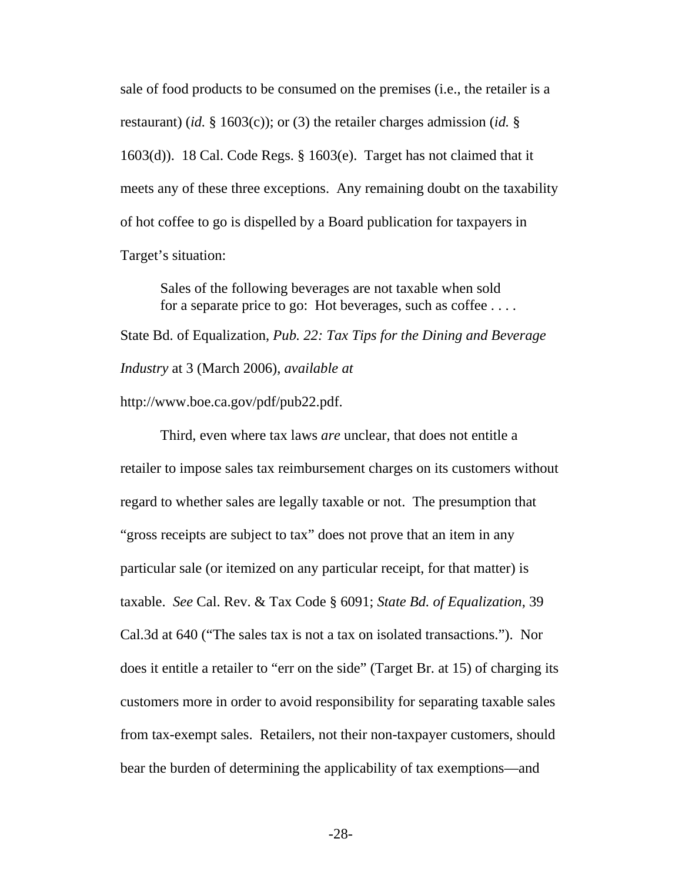sale of food products to be consumed on the premises (i.e., the retailer is a restaurant) (*id.* § 1603(c)); or (3) the retailer charges admission (*id.* § 1603(d)). 18 Cal. Code Regs. § 1603(e). Target has not claimed that it meets any of these three exceptions. Any remaining doubt on the taxability of hot coffee to go is dispelled by a Board publication for taxpayers in Target's situation:

> Sales of the following beverages are not taxable when sold for a separate price to go: Hot beverages, such as coffee . . . .

State Bd. of Equalization, *Pub. 22: Tax Tips for the Dining and Beverage Industry* at 3 (March 2006), *available at* http://www.boe.ca.gov/pdf/pub22.pdf.

Third, even where tax laws *are* unclear, that does not entitle a retailer to impose sales tax reimbursement charges on its customers without regard to whether sales are legally taxable or not. The presumption that "gross receipts are subject to tax" does not prove that an item in any particular sale (or itemized on any particular receipt, for that matter) is taxable. *See* Cal. Rev. & Tax Code § 6091; *State Bd. of Equalization*, 39 Cal.3d at 640 ("The sales tax is not a tax on isolated transactions."). Nor does it entitle a retailer to "err on the side" (Target Br. at 15) of charging its customers more in order to avoid responsibility for separating taxable sales from tax-exempt sales. Retailers, not their non-taxpayer customers, should bear the burden of determining the applicability of tax exemptions—and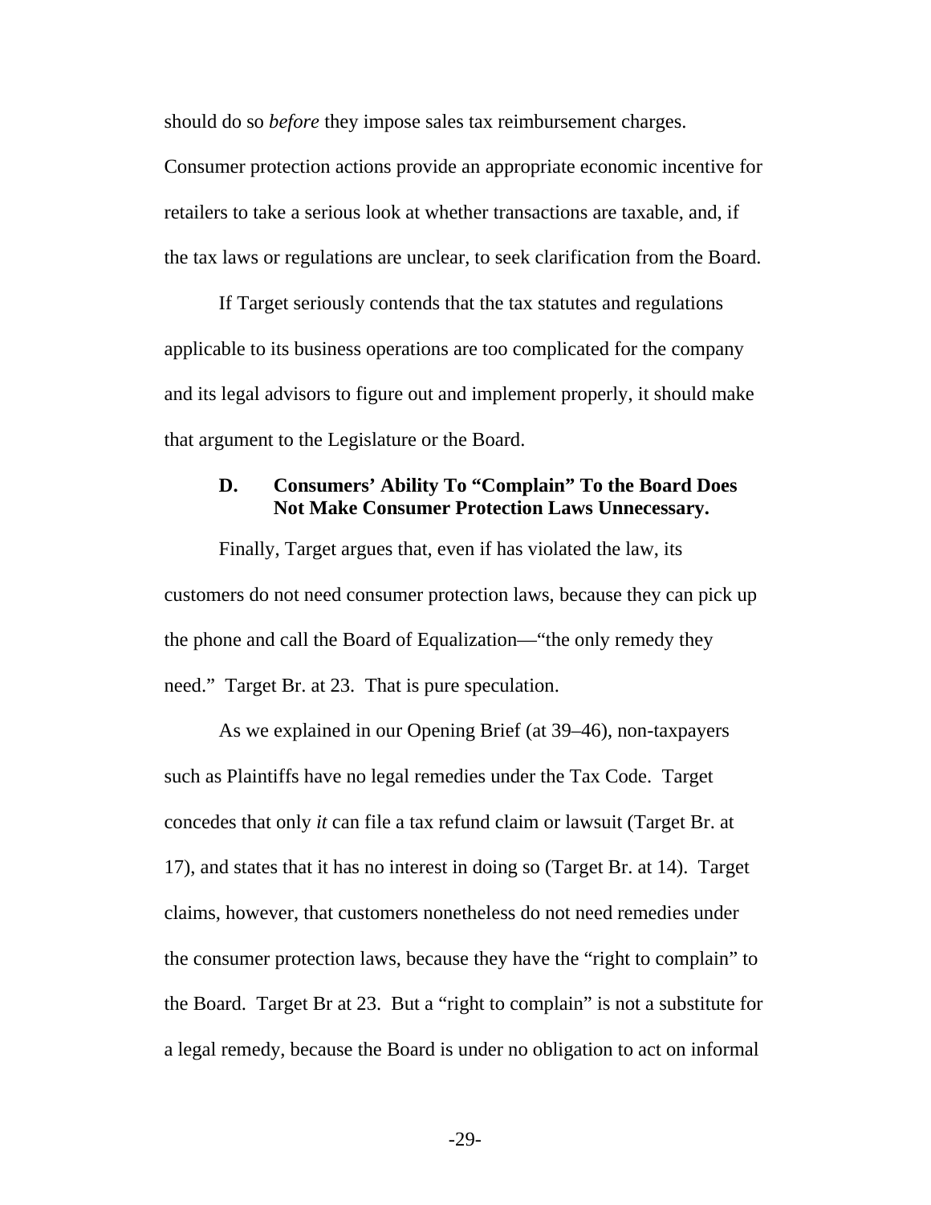should do so *before* they impose sales tax reimbursement charges. Consumer protection actions provide an appropriate economic incentive for retailers to take a serious look at whether transactions are taxable, and, if the tax laws or regulations are unclear, to seek clarification from the Board.

If Target seriously contends that the tax statutes and regulations applicable to its business operations are too complicated for the company and its legal advisors to figure out and implement properly, it should make that argument to the Legislature or the Board.

### D. Consumers' Ability To "Complain" To the Board Does Not Make Consumer Protection Laws Unnecessary.

Finally, Target argues that, even if has violated the law, its customers do not need consumer protection laws, because they can pick up the phone and call the Board of Equalization—"the only remedy they need." Target Br. at 23. That is pure speculation.

As we explained in our Opening Brief (at 39–46), non-taxpayers such as Plaintiffs have no legal remedies under the Tax Code. Target concedes that only *it* can file a tax refund claim or lawsuit (Target Br. at 17), and states that it has no interest in doing so (Target Br. at 14). Target claims, however, that customers nonetheless do not need remedies under the consumer protection laws, because they have the "right to complain" to the Board. Target Br at 23. But a "right to complain" is not a substitute for a legal remedy, because the Board is under no obligation to act on informal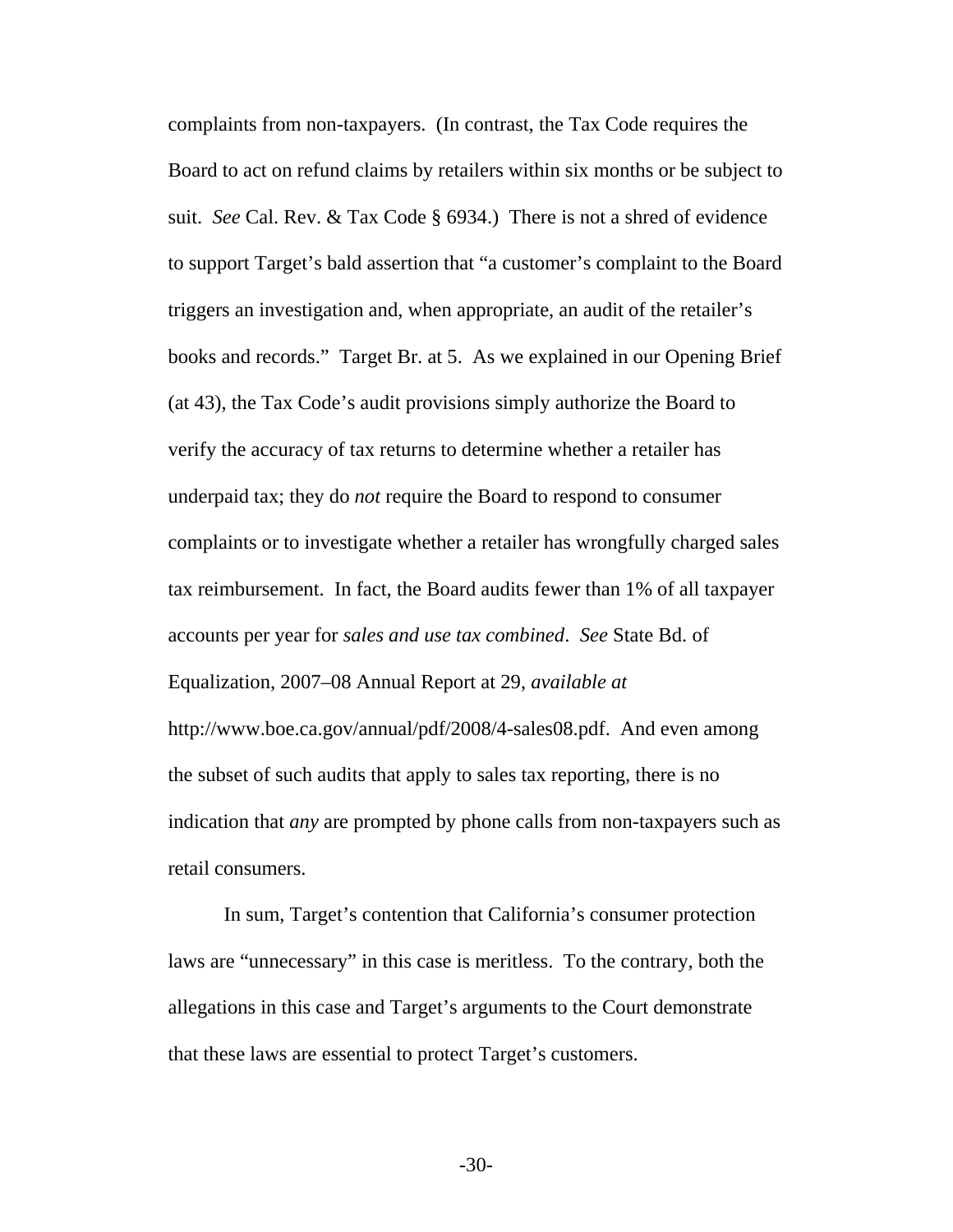complaints from non-taxpayers. (In contrast, the Tax Code requires the Board to act on refund claims by retailers within six months or be subject to suit. *See* Cal. Rev. & Tax Code § 6934.) There is not a shred of evidence to support Target's bald assertion that "a customer's complaint to the Board triggers an investigation and, when appropriate, an audit of the retailer's books and records." Target Br. at 5. As we explained in our Opening Brief (at 43), the Tax Code's audit provisions simply authorize the Board to verify the accuracy of tax returns to determine whether a retailer has underpaid tax; they do *not* require the Board to respond to consumer complaints or to investigate whether a retailer has wrongfully charged sales tax reimbursement. In fact, the Board audits fewer than 1% of all taxpayer accounts per year for *sales and use tax combined*. *See* State Bd. of Equalization, 2007–08 Annual Report at 29, *available at* http://www.boe.ca.gov/annual/pdf/2008/4-sales08.pdf. And even among the subset of such audits that apply to sales tax reporting, there is no indication that *any* are prompted by phone calls from non-taxpayers such as retail consumers.

In sum, Target's contention that California's consumer protection laws are "unnecessary" in this case is meritless. To the contrary, both the allegations in this case and Target's arguments to the Court demonstrate that these laws are essential to protect Target's customers.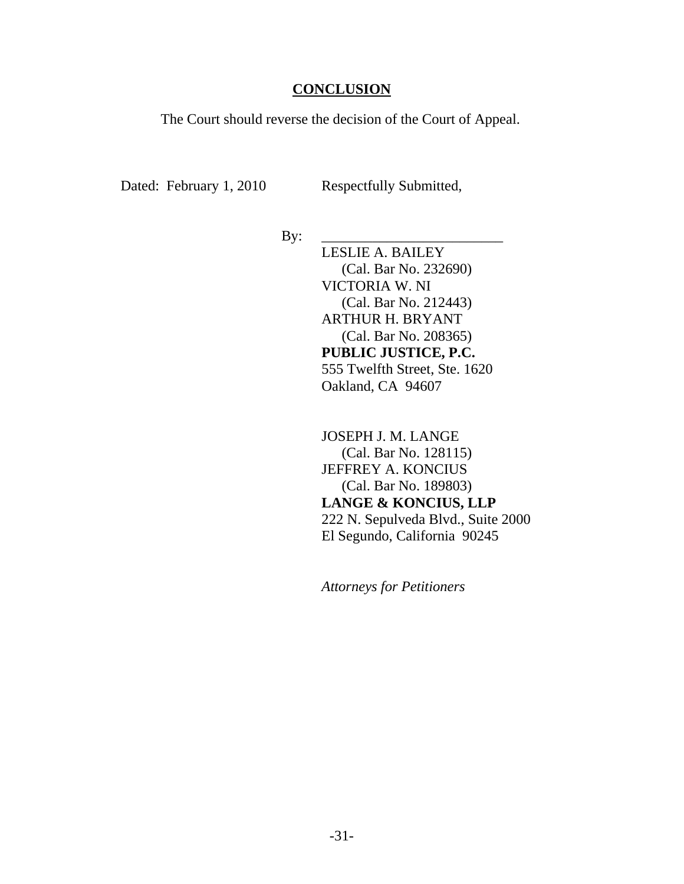## CONCLUSION

The Court should reverse the decision of the Court of Appeal.

Dated: February 1, 2010 Respectfully Submitted,

By: \_\_\_\_\_\_\_\_\_\_\_\_\_\_\_\_\_\_\_\_\_\_\_\_\_\_

LESLIE A. BAILEY
(Cal. Bar No. 232690)
VICTORIA W. NI
(Cal. Bar No. 212443)
ARTHUR H. BRYANT
(Cal. Bar No. 208365)
**PUBLIC JUSTICE, P.C.**
555 Twelfth Street, Ste. 1620
Oakland, CA 94607

JOSEPH J. M. LANGE
(Cal. Bar No. 128115)
JEFFREY A. KONCIUS
(Cal. Bar No. 189803)
**LANGE & KONCIUS, LLP**
222 N. Sepulveda Blvd., Suite 2000
El Segundo, California 90245

*Attorneys for Petitioners*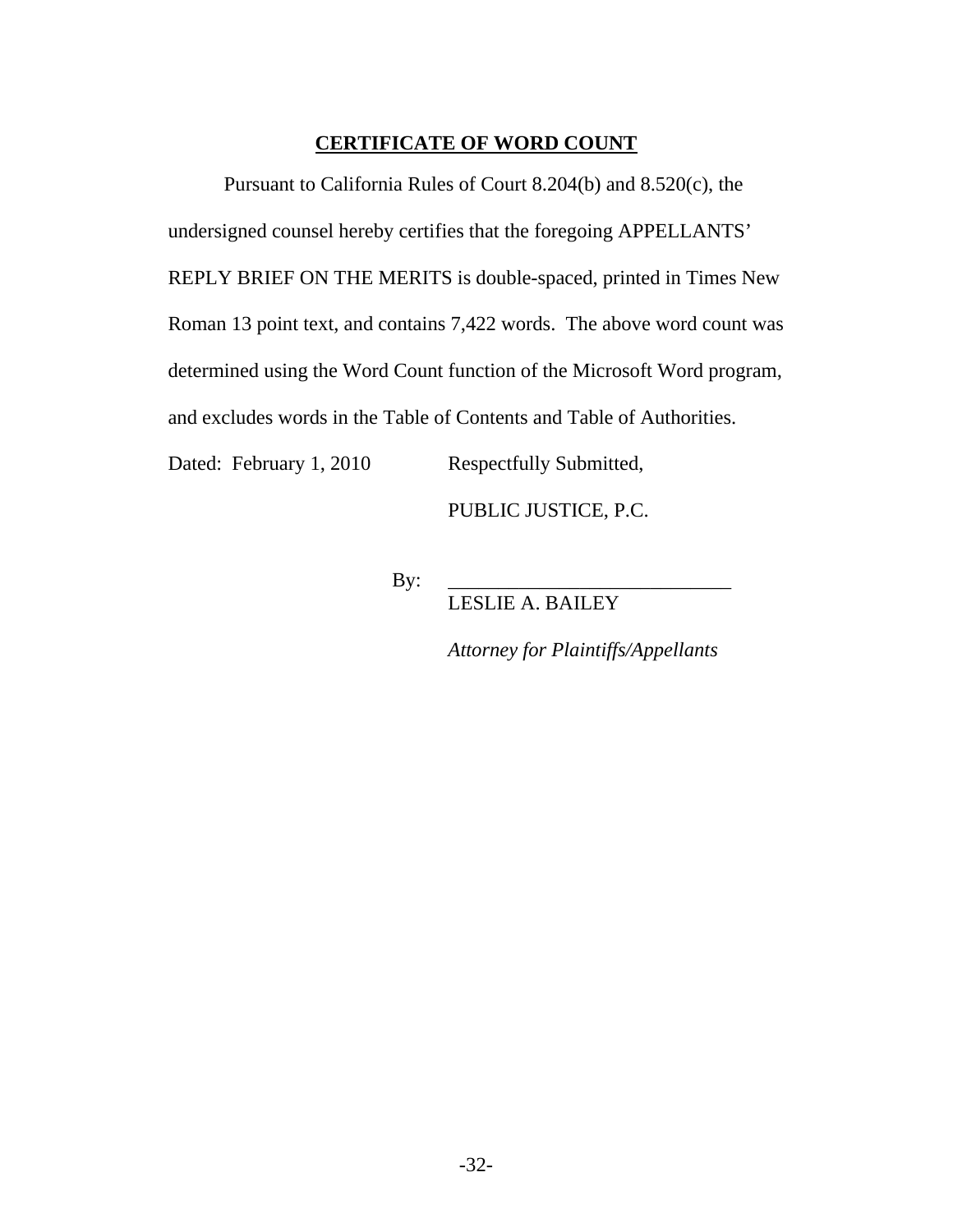## CERTIFICATE OF WORD COUNT

Pursuant to California Rules of Court 8.204(b) and 8.520(c), the undersigned counsel hereby certifies that the foregoing APPELLANTS' REPLY BRIEF ON THE MERITS is double-spaced, printed in Times New Roman 13 point text, and contains 7,422 words. The above word count was determined using the Word Count function of the Microsoft Word program, and excludes words in the Table of Contents and Table of Authorities.

Dated: February 1, 2010

Respectfully Submitted,

PUBLIC JUSTICE, P.C.

By: \_\_\_\_\_\_\_\_\_\_\_\_\_\_\_\_\_\_\_\_\_\_\_\_\_\_\_\_

LESLIE A. BAILEY

*Attorney for Plaintiffs/Appellants*